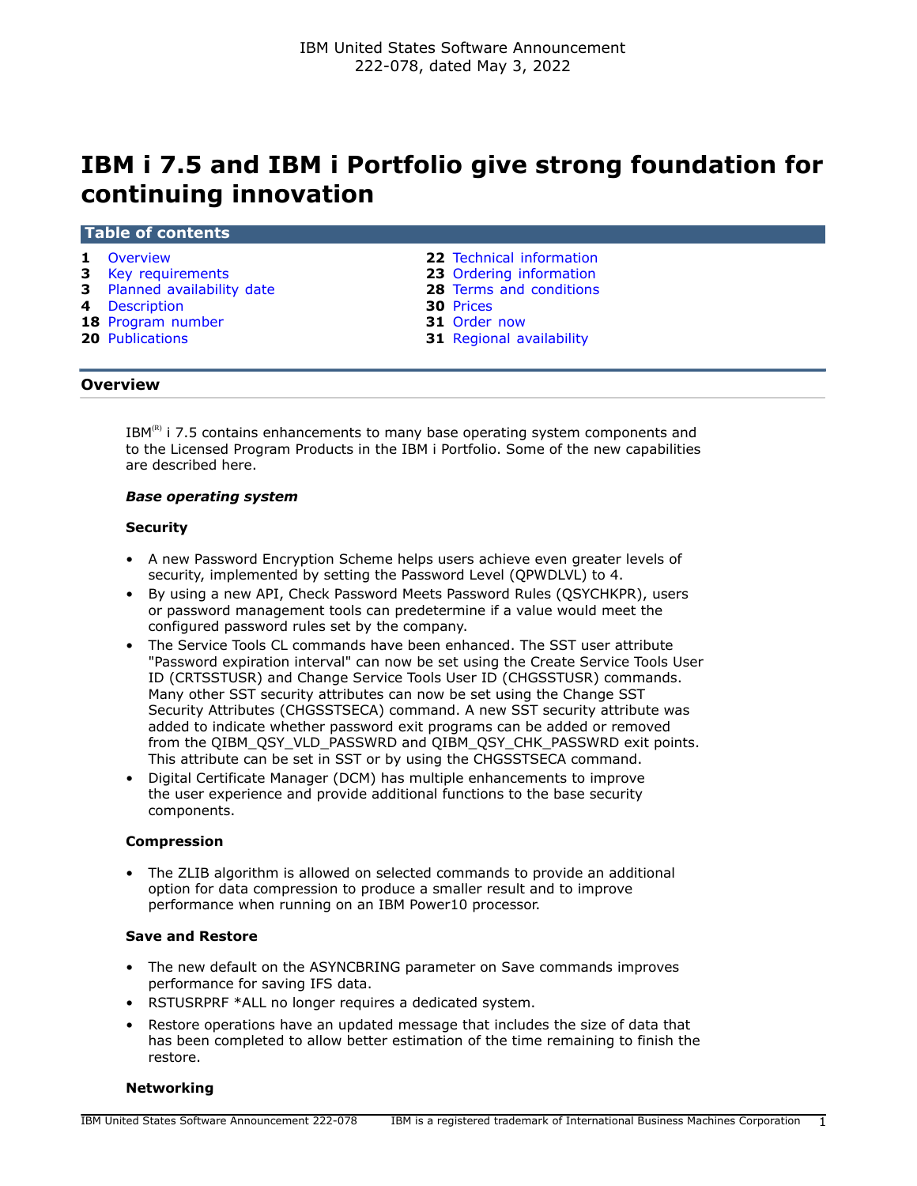IBM United States Software Announcement
222-078, dated May 3, 2022

# IBM i 7.5 and IBM i Portfolio give strong foundation for continuing innovation

## Table of contents

| | | | |
|---|---|---|---|
| **1** | Overview | **22** | Technical information |
| **3** | Key requirements | **23** | Ordering information |
| **3** | Planned availability date | **28** | Terms and conditions |
| **4** | Description | **30** | Prices |
| **18** | Program number | **31** | Order now |
| **20** | Publications | **31** | Regional availability |

## Overview

IBM(R) i 7.5 contains enhancements to many base operating system components and to the Licensed Program Products in the IBM i Portfolio. Some of the new capabilities are described here.

***Base operating system***

**Security**

- A new Password Encryption Scheme helps users achieve even greater levels of security, implemented by setting the Password Level (QPWDLVL) to 4.
- By using a new API, Check Password Meets Password Rules (QSYCHKPR), users or password management tools can predetermine if a value would meet the configured password rules set by the company.
- The Service Tools CL commands have been enhanced. The SST user attribute "Password expiration interval" can now be set using the Create Service Tools User ID (CRTSSTUSR) and Change Service Tools User ID (CHGSSTUSR) commands. Many other SST security attributes can now be set using the Change SST Security Attributes (CHGSSTSECA) command. A new SST security attribute was added to indicate whether password exit programs can be added or removed from the QIBM_QSY_VLD_PASSWRD and QIBM_QSY_CHK_PASSWRD exit points. This attribute can be set in SST or by using the CHGSSTSECA command.
- Digital Certificate Manager (DCM) has multiple enhancements to improve the user experience and provide additional functions to the base security components.

**Compression**

- The ZLIB algorithm is allowed on selected commands to provide an additional option for data compression to produce a smaller result and to improve performance when running on an IBM Power10 processor.

**Save and Restore**

- The new default on the ASYNCBRING parameter on Save commands improves performance for saving IFS data.
- RSTUSRPRF *ALL no longer requires a dedicated system.
- Restore operations have an updated message that includes the size of data that has been completed to allow better estimation of the time remaining to finish the restore.

**Networking**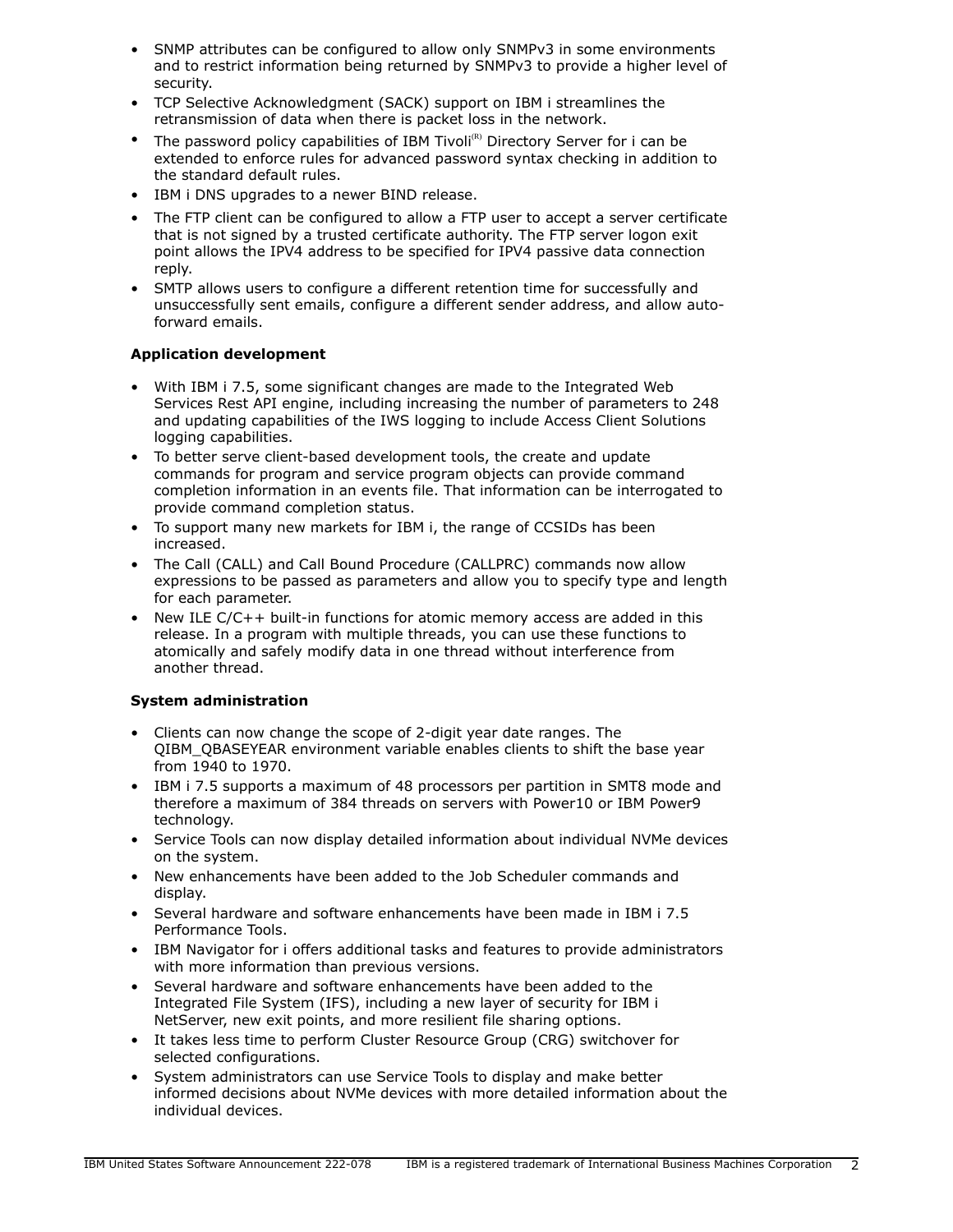- SNMP attributes can be configured to allow only SNMPv3 in some environments and to restrict information being returned by SNMPv3 to provide a higher level of security.
- TCP Selective Acknowledgment (SACK) support on IBM i streamlines the retransmission of data when there is packet loss in the network.
- The password policy capabilities of IBM Tivoli(R) Directory Server for i can be extended to enforce rules for advanced password syntax checking in addition to the standard default rules.
- IBM i DNS upgrades to a newer BIND release.
- The FTP client can be configured to allow a FTP user to accept a server certificate that is not signed by a trusted certificate authority. The FTP server logon exit point allows the IPV4 address to be specified for IPV4 passive data connection reply.
- SMTP allows users to configure a different retention time for successfully and unsuccessfully sent emails, configure a different sender address, and allow auto-forward emails.

**Application development**

- With IBM i 7.5, some significant changes are made to the Integrated Web Services Rest API engine, including increasing the number of parameters to 248 and updating capabilities of the IWS logging to include Access Client Solutions logging capabilities.
- To better serve client-based development tools, the create and update commands for program and service program objects can provide command completion information in an events file. That information can be interrogated to provide command completion status.
- To support many new markets for IBM i, the range of CCSIDs has been increased.
- The Call (CALL) and Call Bound Procedure (CALLPRC) commands now allow expressions to be passed as parameters and allow you to specify type and length for each parameter.
- New ILE C/C++ built-in functions for atomic memory access are added in this release. In a program with multiple threads, you can use these functions to atomically and safely modify data in one thread without interference from another thread.

**System administration**

- Clients can now change the scope of 2-digit year date ranges. The QIBM_QBASEYEAR environment variable enables clients to shift the base year from 1940 to 1970.
- IBM i 7.5 supports a maximum of 48 processors per partition in SMT8 mode and therefore a maximum of 384 threads on servers with Power10 or IBM Power9 technology.
- Service Tools can now display detailed information about individual NVMe devices on the system.
- New enhancements have been added to the Job Scheduler commands and display.
- Several hardware and software enhancements have been made in IBM i 7.5 Performance Tools.
- IBM Navigator for i offers additional tasks and features to provide administrators with more information than previous versions.
- Several hardware and software enhancements have been added to the Integrated File System (IFS), including a new layer of security for IBM i NetServer, new exit points, and more resilient file sharing options.
- It takes less time to perform Cluster Resource Group (CRG) switchover for selected configurations.
- System administrators can use Service Tools to display and make better informed decisions about NVMe devices with more detailed information about the individual devices.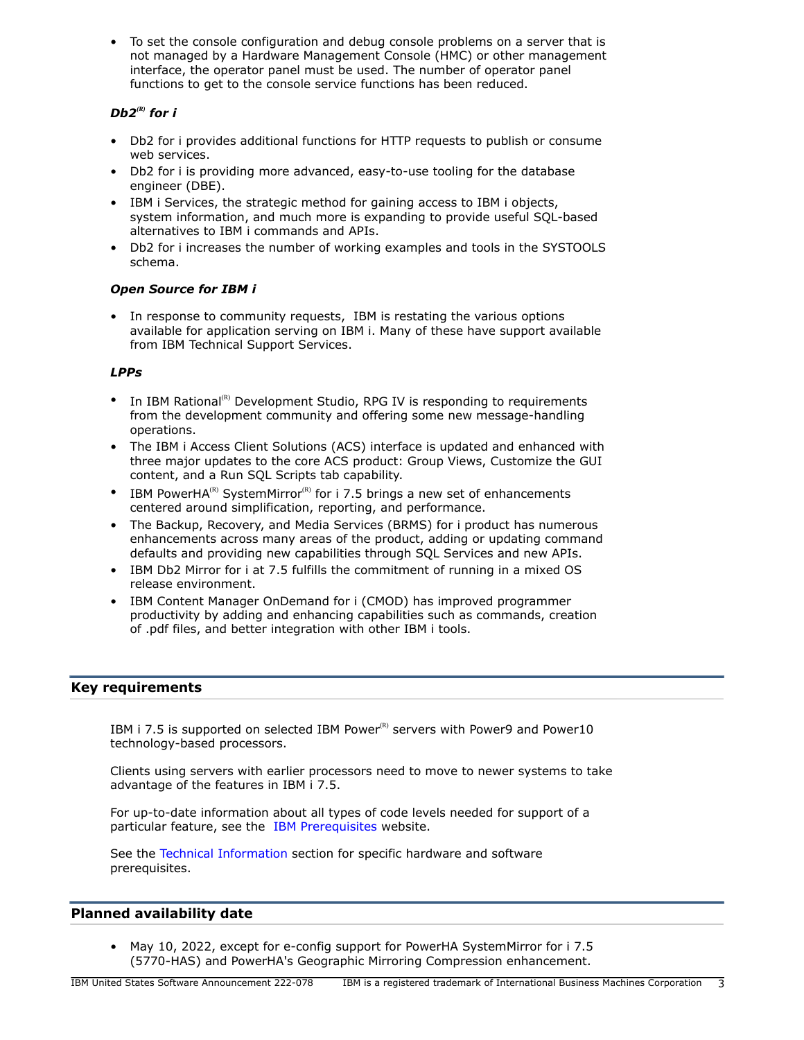- To set the console configuration and debug console problems on a server that is not managed by a Hardware Management Console (HMC) or other management interface, the operator panel must be used. The number of operator panel functions to get to the console service functions has been reduced.

***Db2(R) for i***

- Db2 for i provides additional functions for HTTP requests to publish or consume web services.
- Db2 for i is providing more advanced, easy-to-use tooling for the database engineer (DBE).
- IBM i Services, the strategic method for gaining access to IBM i objects, system information, and much more is expanding to provide useful SQL-based alternatives to IBM i commands and APIs.
- Db2 for i increases the number of working examples and tools in the SYSTOOLS schema.

***Open Source for IBM i***

- In response to community requests, IBM is restating the various options available for application serving on IBM i. Many of these have support available from IBM Technical Support Services.

***LPPs***

- In IBM Rational(R) Development Studio, RPG IV is responding to requirements from the development community and offering some new message-handling operations.
- The IBM i Access Client Solutions (ACS) interface is updated and enhanced with three major updates to the core ACS product: Group Views, Customize the GUI content, and a Run SQL Scripts tab capability.
- IBM PowerHA(R) SystemMirror(R) for i 7.5 brings a new set of enhancements centered around simplification, reporting, and performance.
- The Backup, Recovery, and Media Services (BRMS) for i product has numerous enhancements across many areas of the product, adding or updating command defaults and providing new capabilities through SQL Services and new APIs.
- IBM Db2 Mirror for i at 7.5 fulfills the commitment of running in a mixed OS release environment.
- IBM Content Manager OnDemand for i (CMOD) has improved programmer productivity by adding and enhancing capabilities such as commands, creation of .pdf files, and better integration with other IBM i tools.

## Key requirements

IBM i 7.5 is supported on selected IBM Power(R) servers with Power9 and Power10 technology-based processors.

Clients using servers with earlier processors need to move to newer systems to take advantage of the features in IBM i 7.5.

For up-to-date information about all types of code levels needed for support of a particular feature, see the IBM Prerequisites website.

See the Technical Information section for specific hardware and software prerequisites.

## Planned availability date

- May 10, 2022, except for e-config support for PowerHA SystemMirror for i 7.5 (5770-HAS) and PowerHA's Geographic Mirroring Compression enhancement.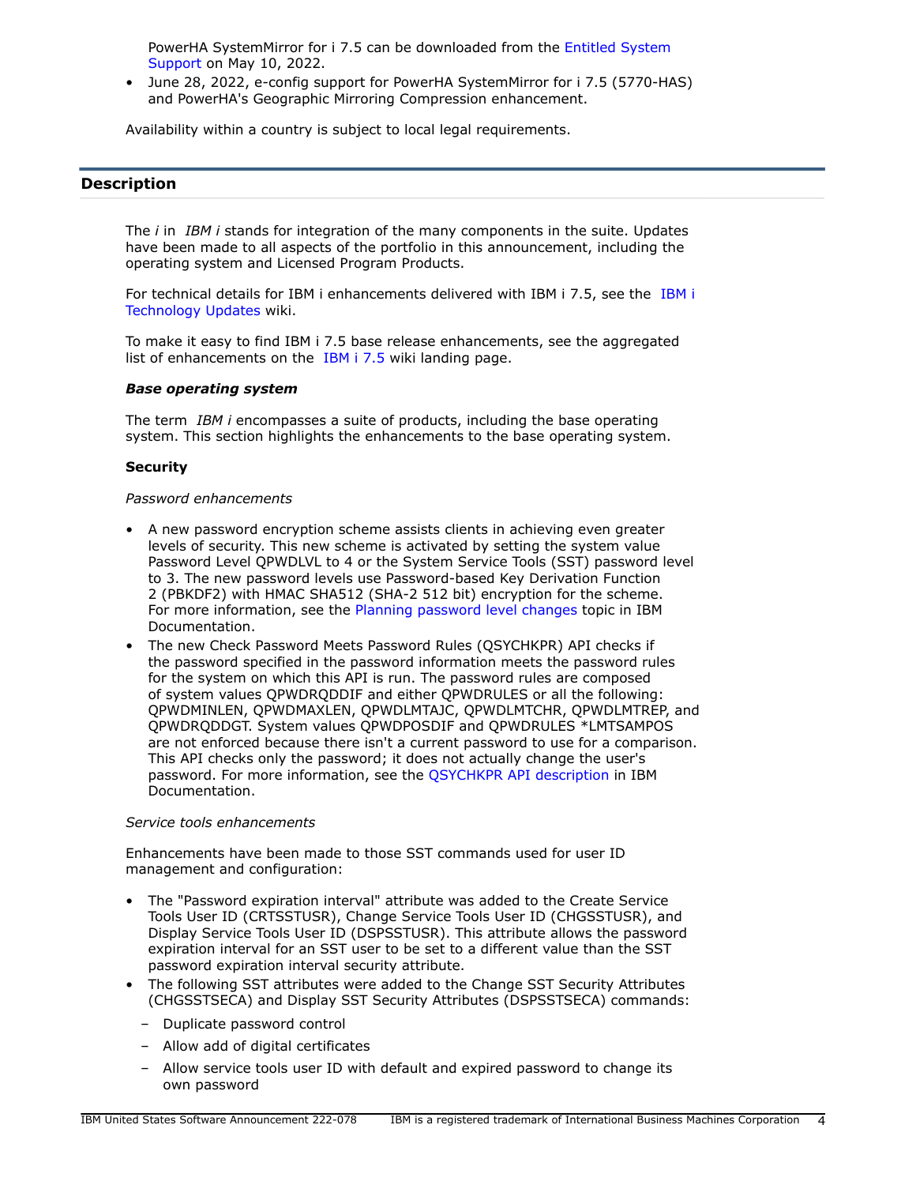PowerHA SystemMirror for i 7.5 can be downloaded from the Entitled System Support on May 10, 2022.

- June 28, 2022, e-config support for PowerHA SystemMirror for i 7.5 (5770-HAS) and PowerHA's Geographic Mirroring Compression enhancement.

Availability within a country is subject to local legal requirements.

## Description

The *i* in *IBM i* stands for integration of the many components in the suite. Updates have been made to all aspects of the portfolio in this announcement, including the operating system and Licensed Program Products.

For technical details for IBM i enhancements delivered with IBM i 7.5, see the IBM i Technology Updates wiki.

To make it easy to find IBM i 7.5 base release enhancements, see the aggregated list of enhancements on the IBM i 7.5 wiki landing page.

***Base operating system***

The term *IBM i* encompasses a suite of products, including the base operating system. This section highlights the enhancements to the base operating system.

**Security**

*Password enhancements*

- A new password encryption scheme assists clients in achieving even greater levels of security. This new scheme is activated by setting the system value Password Level QPWDLVL to 4 or the System Service Tools (SST) password level to 3. The new password levels use Password-based Key Derivation Function 2 (PBKDF2) with HMAC SHA512 (SHA-2 512 bit) encryption for the scheme. For more information, see the Planning password level changes topic in IBM Documentation.
- The new Check Password Meets Password Rules (QSYCHKPR) API checks if the password specified in the password information meets the password rules for the system on which this API is run. The password rules are composed of system values QPWDRQDDIF and either QPWDRULES or all the following: QPWDMINLEN, QPWDMAXLEN, QPWDLMTAJC, QPWDLMTCHR, QPWDLMTREP, and QPWDRQDDGT. System values QPWDPOSDIF and QPWDRULES *LMTSAMPOS are not enforced because there isn't a current password to use for a comparison. This API checks only the password; it does not actually change the user's password. For more information, see the QSYCHKPR API description in IBM Documentation.

*Service tools enhancements*

Enhancements have been made to those SST commands used for user ID management and configuration:

- The "Password expiration interval" attribute was added to the Create Service Tools User ID (CRTSSTUSR), Change Service Tools User ID (CHGSSTUSR), and Display Service Tools User ID (DSPSSTUSR). This attribute allows the password expiration interval for an SST user to be set to a different value than the SST password expiration interval security attribute.
- The following SST attributes were added to the Change SST Security Attributes (CHGSSTSECA) and Display SST Security Attributes (DSPSSTSECA) commands:
  - Duplicate password control
  - Allow add of digital certificates
  - Allow service tools user ID with default and expired password to change its own password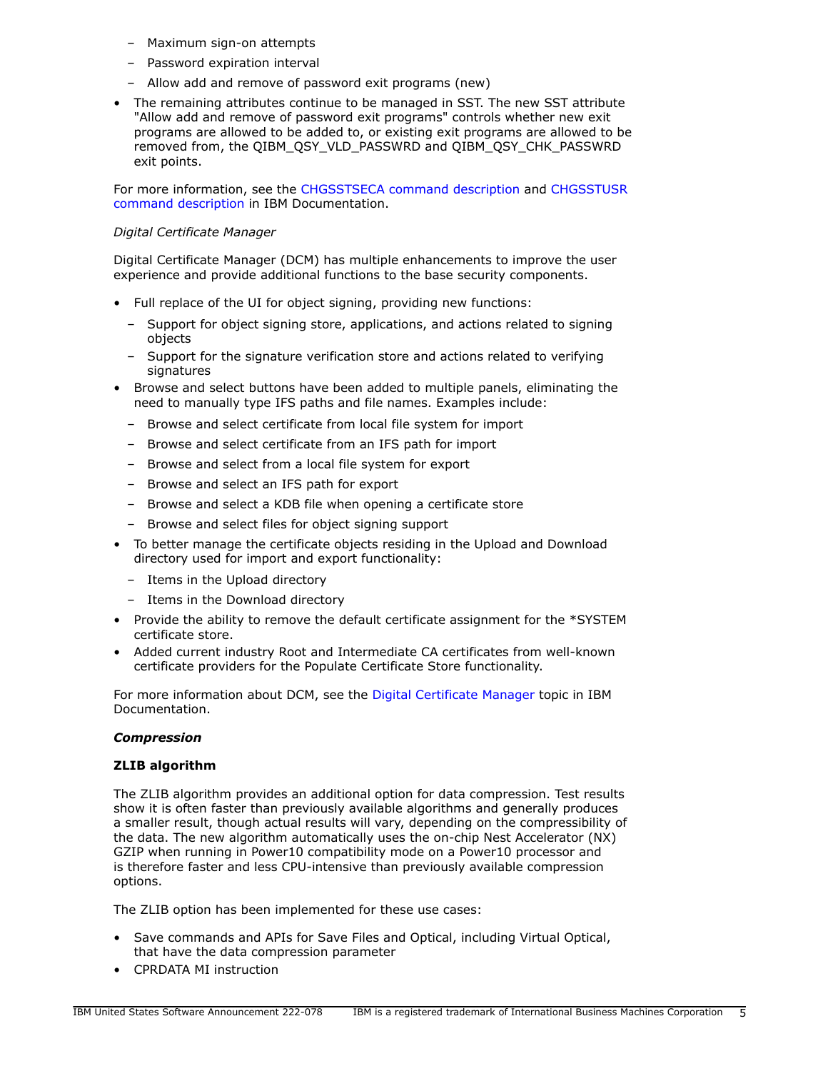- Maximum sign-on attempts
  - Password expiration interval
  - Allow add and remove of password exit programs (new)
- The remaining attributes continue to be managed in SST. The new SST attribute "Allow add and remove of password exit programs" controls whether new exit programs are allowed to be added to, or existing exit programs are allowed to be removed from, the QIBM_QSY_VLD_PASSWRD and QIBM_QSY_CHK_PASSWRD exit points.

For more information, see the CHGSSTSECA command description and CHGSSTUSR command description in IBM Documentation.

*Digital Certificate Manager*

Digital Certificate Manager (DCM) has multiple enhancements to improve the user experience and provide additional functions to the base security components.

- Full replace of the UI for object signing, providing new functions:
  - Support for object signing store, applications, and actions related to signing objects
  - Support for the signature verification store and actions related to verifying signatures
- Browse and select buttons have been added to multiple panels, eliminating the need to manually type IFS paths and file names. Examples include:
  - Browse and select certificate from local file system for import
  - Browse and select certificate from an IFS path for import
  - Browse and select from a local file system for export
  - Browse and select an IFS path for export
  - Browse and select a KDB file when opening a certificate store
  - Browse and select files for object signing support
- To better manage the certificate objects residing in the Upload and Download directory used for import and export functionality:
  - Items in the Upload directory
  - Items in the Download directory
- Provide the ability to remove the default certificate assignment for the *SYSTEM certificate store.
- Added current industry Root and Intermediate CA certificates from well-known certificate providers for the Populate Certificate Store functionality.

For more information about DCM, see the Digital Certificate Manager topic in IBM Documentation.

***Compression***

**ZLIB algorithm**

The ZLIB algorithm provides an additional option for data compression. Test results show it is often faster than previously available algorithms and generally produces a smaller result, though actual results will vary, depending on the compressibility of the data. The new algorithm automatically uses the on-chip Nest Accelerator (NX) GZIP when running in Power10 compatibility mode on a Power10 processor and is therefore faster and less CPU-intensive than previously available compression options.

The ZLIB option has been implemented for these use cases:

- Save commands and APIs for Save Files and Optical, including Virtual Optical, that have the data compression parameter
- CPRDATA MI instruction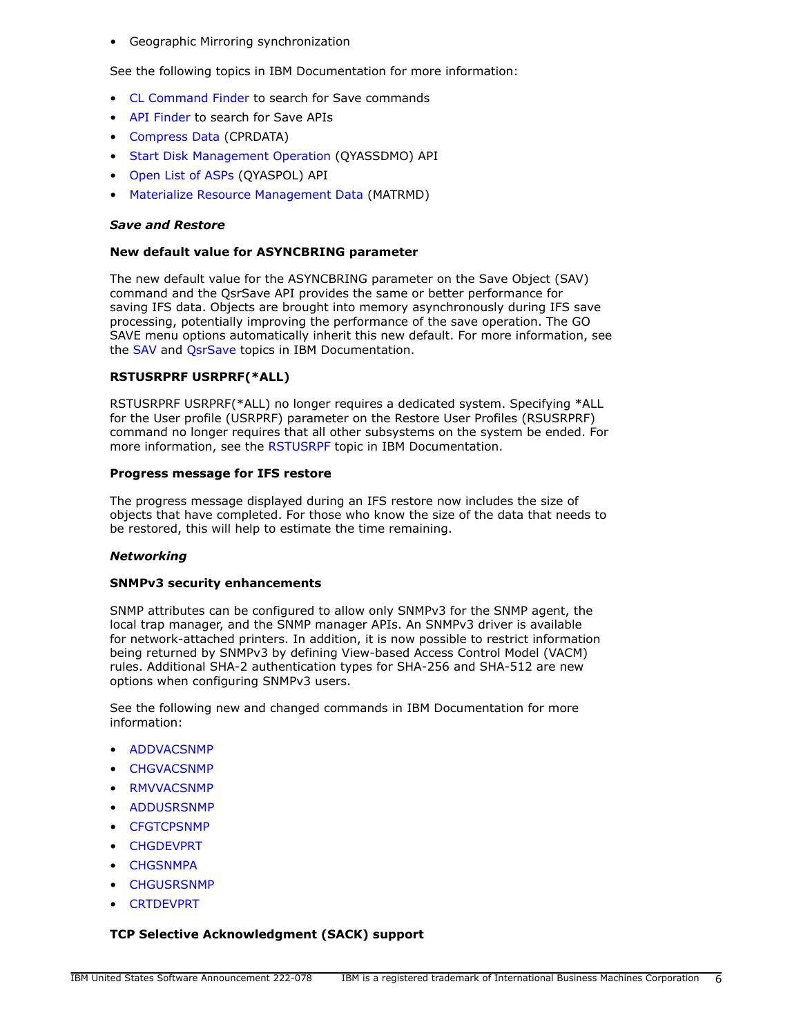- Geographic Mirroring synchronization

See the following topics in IBM Documentation for more information:

- CL Command Finder to search for Save commands
- API Finder to search for Save APIs
- Compress Data (CPRDATA)
- Start Disk Management Operation (QYASSDMO) API
- Open List of ASPs (QYASPOL) API
- Materialize Resource Management Data (MATRMD)

***Save and Restore***

**New default value for ASYNCBRING parameter**

The new default value for the ASYNCBRING parameter on the Save Object (SAV) command and the QsrSave API provides the same or better performance for saving IFS data. Objects are brought into memory asynchronously during IFS save processing, potentially improving the performance of the save operation. The GO SAVE menu options automatically inherit this new default. For more information, see the SAV and QsrSave topics in IBM Documentation.

**RSTUSRPRF USRPRF(*ALL)**

RSTUSRPRF USRPRF(*ALL) no longer requires a dedicated system. Specifying *ALL for the User profile (USRPRF) parameter on the Restore User Profiles (RSUSRPRF) command no longer requires that all other subsystems on the system be ended. For more information, see the RSTUSRPF topic in IBM Documentation.

**Progress message for IFS restore**

The progress message displayed during an IFS restore now includes the size of objects that have completed. For those who know the size of the data that needs to be restored, this will help to estimate the time remaining.

***Networking***

**SNMPv3 security enhancements**

SNMP attributes can be configured to allow only SNMPv3 for the SNMP agent, the local trap manager, and the SNMP manager APIs. An SNMPv3 driver is available for network-attached printers. In addition, it is now possible to restrict information being returned by SNMPv3 by defining View-based Access Control Model (VACM) rules. Additional SHA-2 authentication types for SHA-256 and SHA-512 are new options when configuring SNMPv3 users.

See the following new and changed commands in IBM Documentation for more information:

- ADDVACSNMP
- CHGVACSNMP
- RMVVACSNMP
- ADDUSRSNMP
- CFGTCPSNMP
- CHGDEVPRT
- CHGSNMPA
- CHGUSRSNMP
- CRTDEVPRT

**TCP Selective Acknowledgment (SACK) support**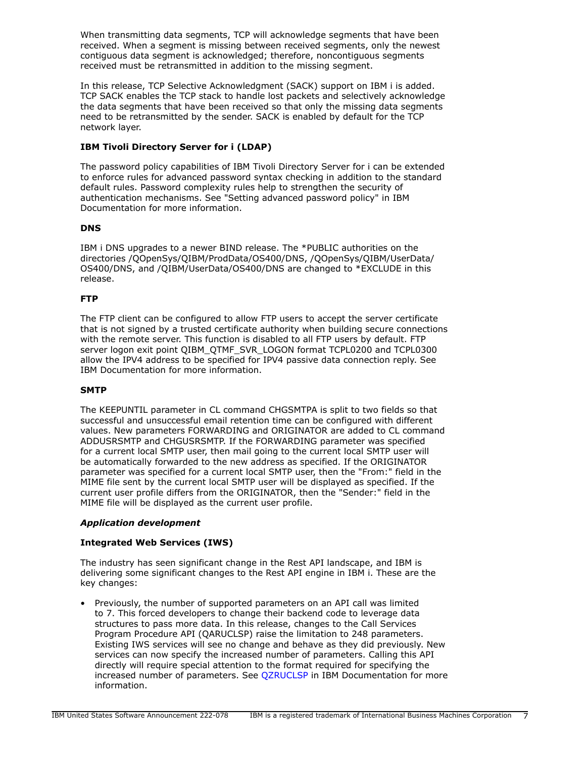When transmitting data segments, TCP will acknowledge segments that have been received. When a segment is missing between received segments, only the newest contiguous data segment is acknowledged; therefore, noncontiguous segments received must be retransmitted in addition to the missing segment.

In this release, TCP Selective Acknowledgment (SACK) support on IBM i is added. TCP SACK enables the TCP stack to handle lost packets and selectively acknowledge the data segments that have been received so that only the missing data segments need to be retransmitted by the sender. SACK is enabled by default for the TCP network layer.

**IBM Tivoli Directory Server for i (LDAP)**

The password policy capabilities of IBM Tivoli Directory Server for i can be extended to enforce rules for advanced password syntax checking in addition to the standard default rules. Password complexity rules help to strengthen the security of authentication mechanisms. See "Setting advanced password policy" in IBM Documentation for more information.

**DNS**

IBM i DNS upgrades to a newer BIND release. The *PUBLIC authorities on the directories /QOpenSys/QIBM/ProdData/OS400/DNS, /QOpenSys/QIBM/UserData/OS400/DNS, and /QIBM/UserData/OS400/DNS are changed to *EXCLUDE in this release.

**FTP**

The FTP client can be configured to allow FTP users to accept the server certificate that is not signed by a trusted certificate authority when building secure connections with the remote server. This function is disabled to all FTP users by default. FTP server logon exit point QIBM_QTMF_SVR_LOGON format TCPL0200 and TCPL0300 allow the IPV4 address to be specified for IPV4 passive data connection reply. See IBM Documentation for more information.

**SMTP**

The KEEPUNTIL parameter in CL command CHGSMTPA is split to two fields so that successful and unsuccessful email retention time can be configured with different values. New parameters FORWARDING and ORIGINATOR are added to CL command ADDUSRSMTP and CHGUSRSMTP. If the FORWARDING parameter was specified for a current local SMTP user, then mail going to the current local SMTP user will be automatically forwarded to the new address as specified. If the ORIGINATOR parameter was specified for a current local SMTP user, then the "From:" field in the MIME file sent by the current local SMTP user will be displayed as specified. If the current user profile differs from the ORIGINATOR, then the "Sender:" field in the MIME file will be displayed as the current user profile.

***Application development***

**Integrated Web Services (IWS)**

The industry has seen significant change in the Rest API landscape, and IBM is delivering some significant changes to the Rest API engine in IBM i. These are the key changes:

- Previously, the number of supported parameters on an API call was limited to 7. This forced developers to change their backend code to leverage data structures to pass more data. In this release, changes to the Call Services Program Procedure API (QARUCLSP) raise the limitation to 248 parameters. Existing IWS services will see no change and behave as they did previously. New services can now specify the increased number of parameters. Calling this API directly will require special attention to the format required for specifying the increased number of parameters. See QZRUCLSP in IBM Documentation for more information.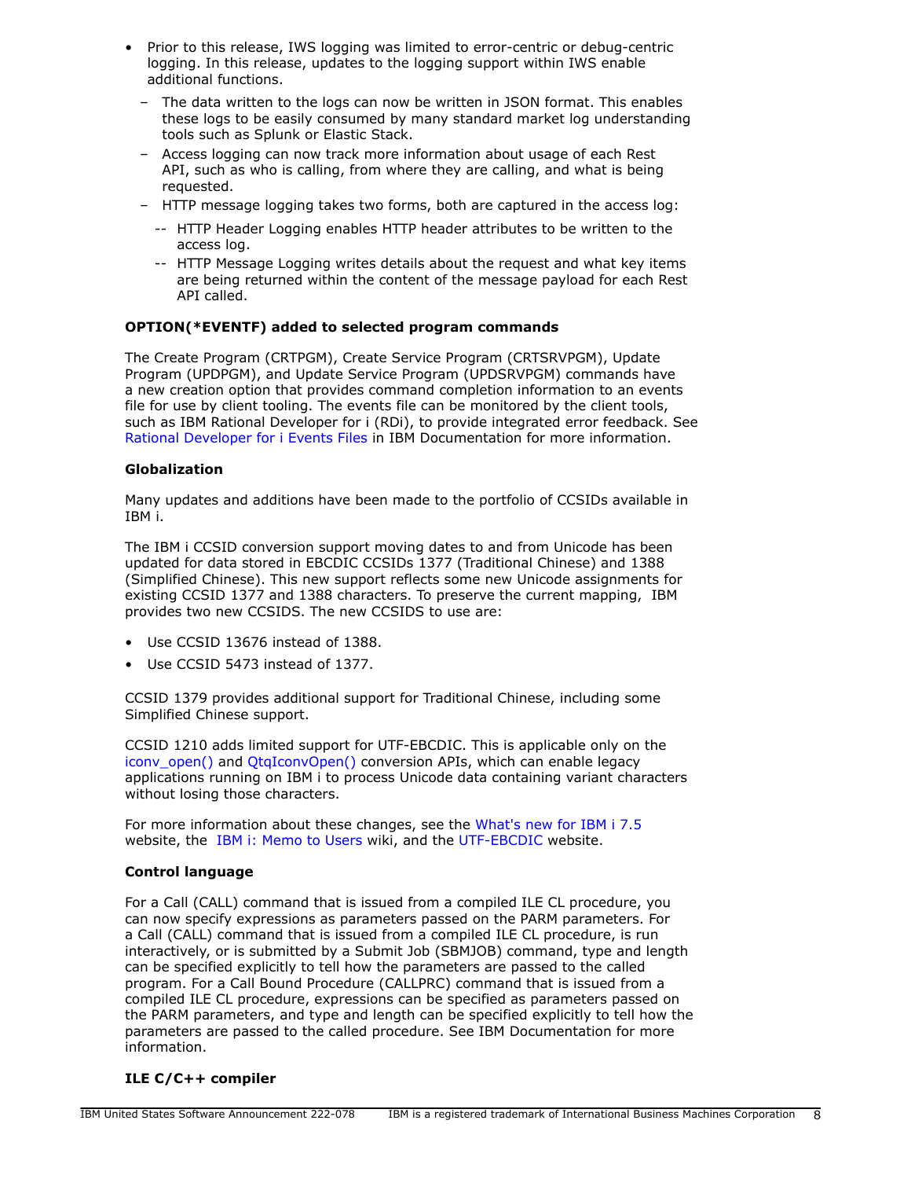- Prior to this release, IWS logging was limited to error-centric or debug-centric logging. In this release, updates to the logging support within IWS enable additional functions.
  - The data written to the logs can now be written in JSON format. This enables these logs to be easily consumed by many standard market log understanding tools such as Splunk or Elastic Stack.
  - Access logging can now track more information about usage of each Rest API, such as who is calling, from where they are calling, and what is being requested.
  - HTTP message logging takes two forms, both are captured in the access log:
    - HTTP Header Logging enables HTTP header attributes to be written to the access log.
    - HTTP Message Logging writes details about the request and what key items are being returned within the content of the message payload for each Rest API called.

**OPTION(*EVENTF) added to selected program commands**

The Create Program (CRTPGM), Create Service Program (CRTSRVPGM), Update Program (UPDPGM), and Update Service Program (UPDSRVPGM) commands have a new creation option that provides command completion information to an events file for use by client tooling. The events file can be monitored by the client tools, such as IBM Rational Developer for i (RDi), to provide integrated error feedback. See Rational Developer for i Events Files in IBM Documentation for more information.

**Globalization**

Many updates and additions have been made to the portfolio of CCSIDs available in IBM i.

The IBM i CCSID conversion support moving dates to and from Unicode has been updated for data stored in EBCDIC CCSIDs 1377 (Traditional Chinese) and 1388 (Simplified Chinese). This new support reflects some new Unicode assignments for existing CCSID 1377 and 1388 characters. To preserve the current mapping, IBM provides two new CCSIDS. The new CCSIDS to use are:

- Use CCSID 13676 instead of 1388.
- Use CCSID 5473 instead of 1377.

CCSID 1379 provides additional support for Traditional Chinese, including some Simplified Chinese support.

CCSID 1210 adds limited support for UTF-EBCDIC. This is applicable only on the iconv_open() and QtqIconvOpen() conversion APIs, which can enable legacy applications running on IBM i to process Unicode data containing variant characters without losing those characters.

For more information about these changes, see the What's new for IBM i 7.5 website, the IBM i: Memo to Users wiki, and the UTF-EBCDIC website.

**Control language**

For a Call (CALL) command that is issued from a compiled ILE CL procedure, you can now specify expressions as parameters passed on the PARM parameters. For a Call (CALL) command that is issued from a compiled ILE CL procedure, is run interactively, or is submitted by a Submit Job (SBMJOB) command, type and length can be specified explicitly to tell how the parameters are passed to the called program. For a Call Bound Procedure (CALLPRC) command that is issued from a compiled ILE CL procedure, expressions can be specified as parameters passed on the PARM parameters, and type and length can be specified explicitly to tell how the parameters are passed to the called procedure. See IBM Documentation for more information.

**ILE C/C++ compiler**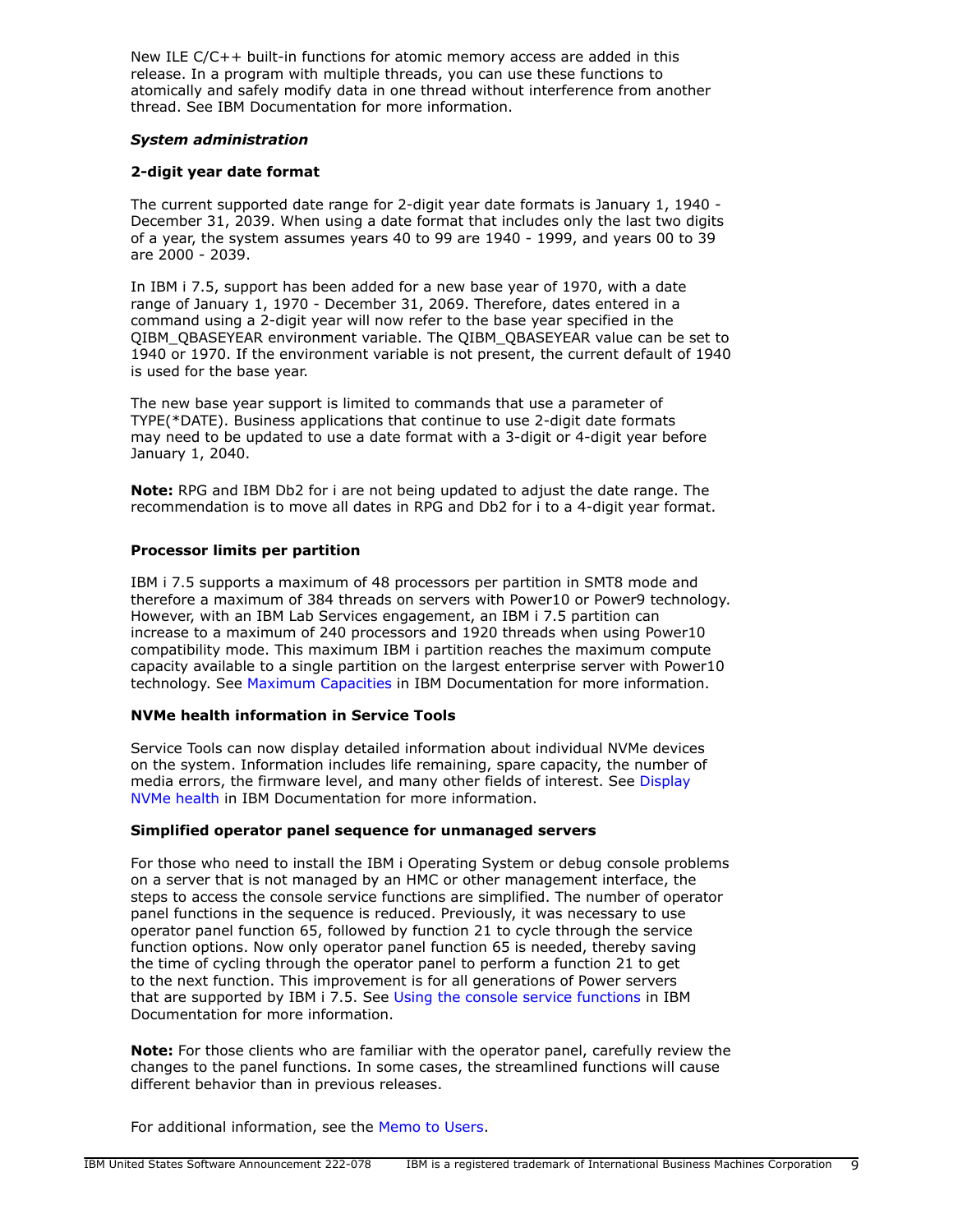New ILE C/C++ built-in functions for atomic memory access are added in this release. In a program with multiple threads, you can use these functions to atomically and safely modify data in one thread without interference from another thread. See IBM Documentation for more information.

***System administration***

**2-digit year date format**

The current supported date range for 2-digit year date formats is January 1, 1940 - December 31, 2039. When using a date format that includes only the last two digits of a year, the system assumes years 40 to 99 are 1940 - 1999, and years 00 to 39 are 2000 - 2039.

In IBM i 7.5, support has been added for a new base year of 1970, with a date range of January 1, 1970 - December 31, 2069. Therefore, dates entered in a command using a 2-digit year will now refer to the base year specified in the QIBM_QBASEYEAR environment variable. The QIBM_QBASEYEAR value can be set to 1940 or 1970. If the environment variable is not present, the current default of 1940 is used for the base year.

The new base year support is limited to commands that use a parameter of TYPE(*DATE). Business applications that continue to use 2-digit date formats may need to be updated to use a date format with a 3-digit or 4-digit year before January 1, 2040.

**Note:** RPG and IBM Db2 for i are not being updated to adjust the date range. The recommendation is to move all dates in RPG and Db2 for i to a 4-digit year format.

**Processor limits per partition**

IBM i 7.5 supports a maximum of 48 processors per partition in SMT8 mode and therefore a maximum of 384 threads on servers with Power10 or Power9 technology. However, with an IBM Lab Services engagement, an IBM i 7.5 partition can increase to a maximum of 240 processors and 1920 threads when using Power10 compatibility mode. This maximum IBM i partition reaches the maximum compute capacity available to a single partition on the largest enterprise server with Power10 technology. See Maximum Capacities in IBM Documentation for more information.

**NVMe health information in Service Tools**

Service Tools can now display detailed information about individual NVMe devices on the system. Information includes life remaining, spare capacity, the number of media errors, the firmware level, and many other fields of interest. See Display NVMe health in IBM Documentation for more information.

**Simplified operator panel sequence for unmanaged servers**

For those who need to install the IBM i Operating System or debug console problems on a server that is not managed by an HMC or other management interface, the steps to access the console service functions are simplified. The number of operator panel functions in the sequence is reduced. Previously, it was necessary to use operator panel function 65, followed by function 21 to cycle through the service function options. Now only operator panel function 65 is needed, thereby saving the time of cycling through the operator panel to perform a function 21 to get to the next function. This improvement is for all generations of Power servers that are supported by IBM i 7.5. See Using the console service functions in IBM Documentation for more information.

**Note:** For those clients who are familiar with the operator panel, carefully review the changes to the panel functions. In some cases, the streamlined functions will cause different behavior than in previous releases.

For additional information, see the Memo to Users.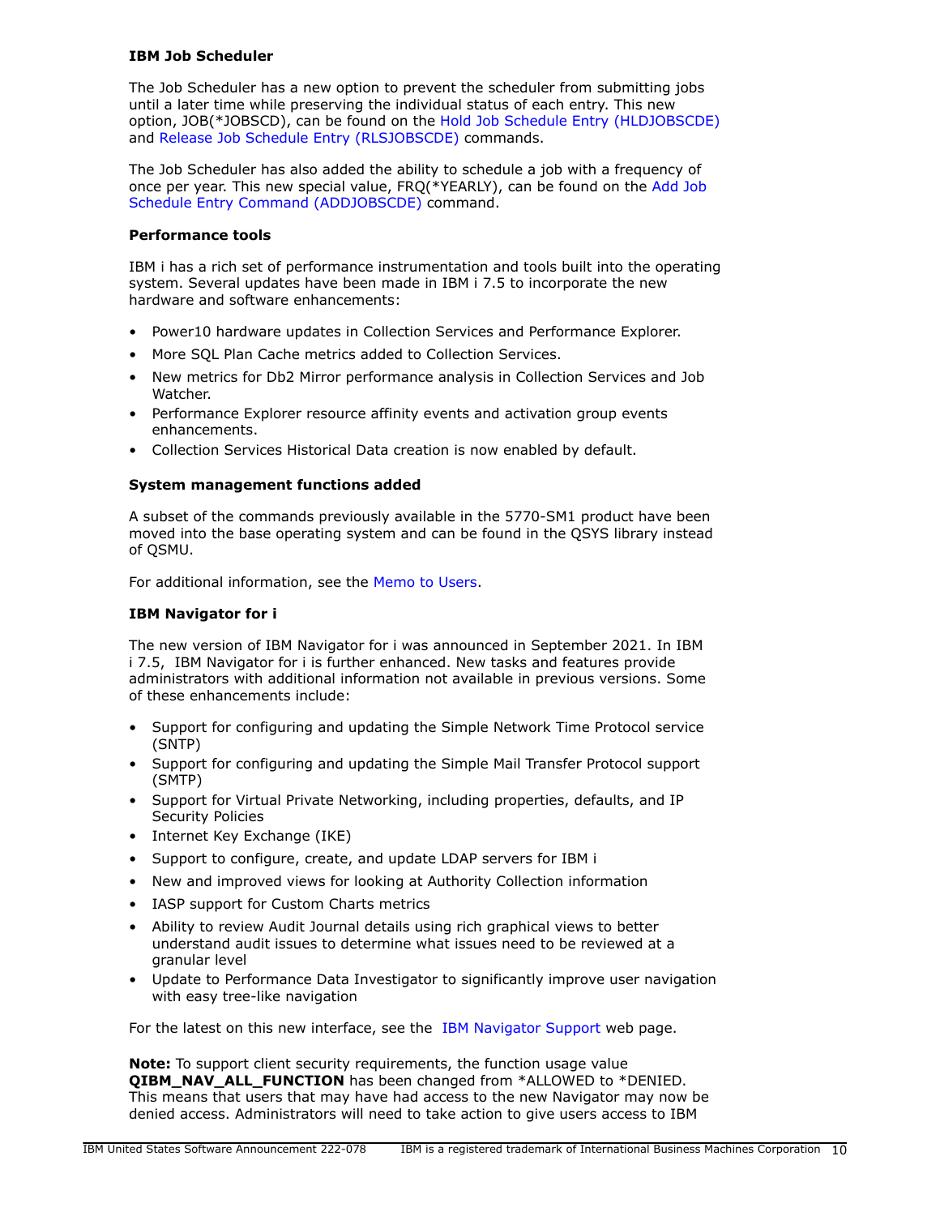**IBM Job Scheduler**

The Job Scheduler has a new option to prevent the scheduler from submitting jobs until a later time while preserving the individual status of each entry. This new option, JOB(*JOBSCD), can be found on the Hold Job Schedule Entry (HLDJOBSCDE) and Release Job Schedule Entry (RLSJOBSCDE) commands.

The Job Scheduler has also added the ability to schedule a job with a frequency of once per year. This new special value, FRQ(*YEARLY), can be found on the Add Job Schedule Entry Command (ADDJOBSCDE) command.

**Performance tools**

IBM i has a rich set of performance instrumentation and tools built into the operating system. Several updates have been made in IBM i 7.5 to incorporate the new hardware and software enhancements:

- Power10 hardware updates in Collection Services and Performance Explorer.
- More SQL Plan Cache metrics added to Collection Services.
- New metrics for Db2 Mirror performance analysis in Collection Services and Job Watcher.
- Performance Explorer resource affinity events and activation group events enhancements.
- Collection Services Historical Data creation is now enabled by default.

**System management functions added**

A subset of the commands previously available in the 5770-SM1 product have been moved into the base operating system and can be found in the QSYS library instead of QSMU.

For additional information, see the Memo to Users.

**IBM Navigator for i**

The new version of IBM Navigator for i was announced in September 2021. In IBM i 7.5, IBM Navigator for i is further enhanced. New tasks and features provide administrators with additional information not available in previous versions. Some of these enhancements include:

- Support for configuring and updating the Simple Network Time Protocol service (SNTP)
- Support for configuring and updating the Simple Mail Transfer Protocol support (SMTP)
- Support for Virtual Private Networking, including properties, defaults, and IP Security Policies
- Internet Key Exchange (IKE)
- Support to configure, create, and update LDAP servers for IBM i
- New and improved views for looking at Authority Collection information
- IASP support for Custom Charts metrics
- Ability to review Audit Journal details using rich graphical views to better understand audit issues to determine what issues need to be reviewed at a granular level
- Update to Performance Data Investigator to significantly improve user navigation with easy tree-like navigation

For the latest on this new interface, see the IBM Navigator Support web page.

**Note:** To support client security requirements, the function usage value **QIBM_NAV_ALL_FUNCTION** has been changed from *ALLOWED to *DENIED. This means that users that may have had access to the new Navigator may now be denied access. Administrators will need to take action to give users access to IBM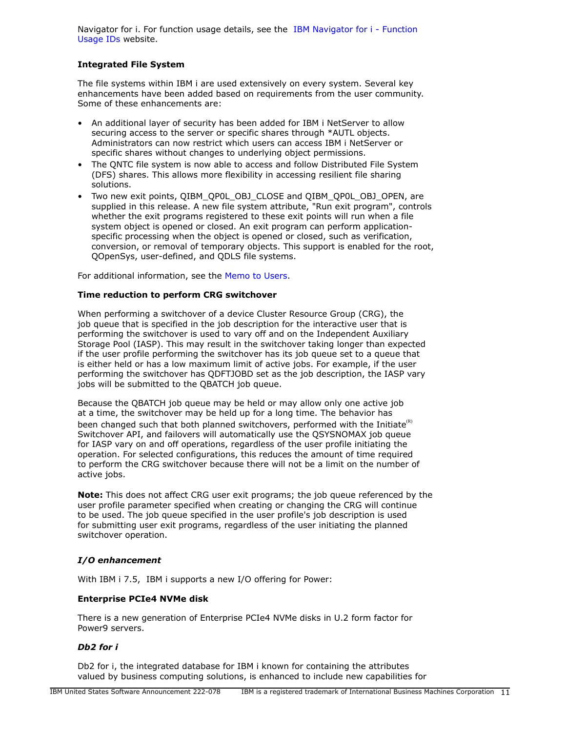Navigator for i. For function usage details, see the IBM Navigator for i - Function Usage IDs website.

**Integrated File System**

The file systems within IBM i are used extensively on every system. Several key enhancements have been added based on requirements from the user community. Some of these enhancements are:

- An additional layer of security has been added for IBM i NetServer to allow securing access to the server or specific shares through *AUTL objects. Administrators can now restrict which users can access IBM i NetServer or specific shares without changes to underlying object permissions.
- The QNTC file system is now able to access and follow Distributed File System (DFS) shares. This allows more flexibility in accessing resilient file sharing solutions.
- Two new exit points, QIBM_QP0L_OBJ_CLOSE and QIBM_QP0L_OBJ_OPEN, are supplied in this release. A new file system attribute, "Run exit program", controls whether the exit programs registered to these exit points will run when a file system object is opened or closed. An exit program can perform application-specific processing when the object is opened or closed, such as verification, conversion, or removal of temporary objects. This support is enabled for the root, QOpenSys, user-defined, and QDLS file systems.

For additional information, see the Memo to Users.

**Time reduction to perform CRG switchover**

When performing a switchover of a device Cluster Resource Group (CRG), the job queue that is specified in the job description for the interactive user that is performing the switchover is used to vary off and on the Independent Auxiliary Storage Pool (IASP). This may result in the switchover taking longer than expected if the user profile performing the switchover has its job queue set to a queue that is either held or has a low maximum limit of active jobs. For example, if the user performing the switchover has QDFTJOBD set as the job description, the IASP vary jobs will be submitted to the QBATCH job queue.

Because the QBATCH job queue may be held or may allow only one active job at a time, the switchover may be held up for a long time. The behavior has been changed such that both planned switchovers, performed with the Initiate(R) Switchover API, and failovers will automatically use the QSYSNOMAX job queue for IASP vary on and off operations, regardless of the user profile initiating the operation. For selected configurations, this reduces the amount of time required to perform the CRG switchover because there will not be a limit on the number of active jobs.

**Note:** This does not affect CRG user exit programs; the job queue referenced by the user profile parameter specified when creating or changing the CRG will continue to be used. The job queue specified in the user profile's job description is used for submitting user exit programs, regardless of the user initiating the planned switchover operation.

***I/O enhancement***

With IBM i 7.5, IBM i supports a new I/O offering for Power:

**Enterprise PCIe4 NVMe disk**

There is a new generation of Enterprise PCIe4 NVMe disks in U.2 form factor for Power9 servers.

***Db2 for i***

Db2 for i, the integrated database for IBM i known for containing the attributes valued by business computing solutions, is enhanced to include new capabilities for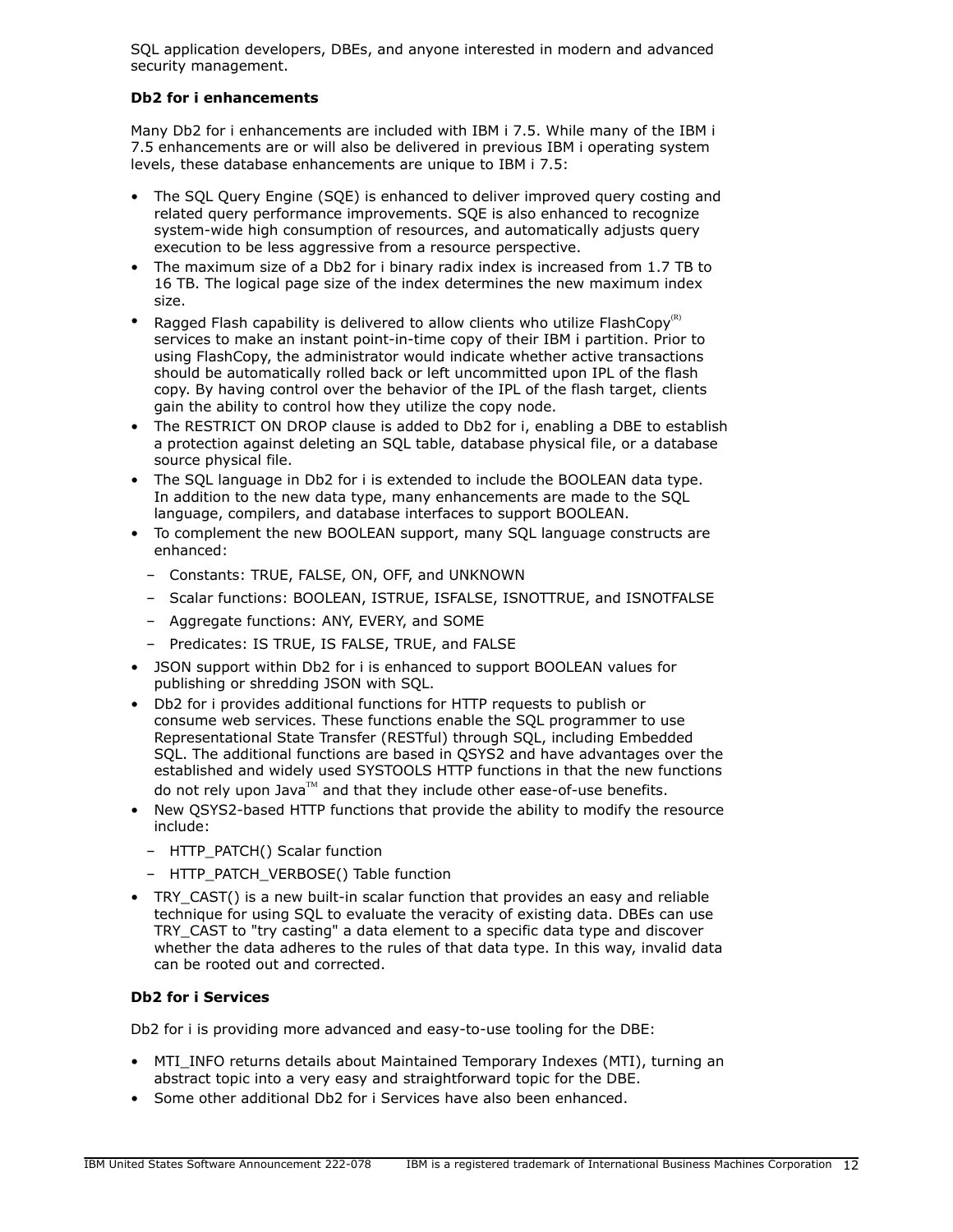SQL application developers, DBEs, and anyone interested in modern and advanced security management.

**Db2 for i enhancements**

Many Db2 for i enhancements are included with IBM i 7.5. While many of the IBM i 7.5 enhancements are or will also be delivered in previous IBM i operating system levels, these database enhancements are unique to IBM i 7.5:

- The SQL Query Engine (SQE) is enhanced to deliver improved query costing and related query performance improvements. SQE is also enhanced to recognize system-wide high consumption of resources, and automatically adjusts query execution to be less aggressive from a resource perspective.
- The maximum size of a Db2 for i binary radix index is increased from 1.7 TB to 16 TB. The logical page size of the index determines the new maximum index size.
- Ragged Flash capability is delivered to allow clients who utilize FlashCopy(R) services to make an instant point-in-time copy of their IBM i partition. Prior to using FlashCopy, the administrator would indicate whether active transactions should be automatically rolled back or left uncommitted upon IPL of the flash copy. By having control over the behavior of the IPL of the flash target, clients gain the ability to control how they utilize the copy node.
- The RESTRICT ON DROP clause is added to Db2 for i, enabling a DBE to establish a protection against deleting an SQL table, database physical file, or a database source physical file.
- The SQL language in Db2 for i is extended to include the BOOLEAN data type. In addition to the new data type, many enhancements are made to the SQL language, compilers, and database interfaces to support BOOLEAN.
- To complement the new BOOLEAN support, many SQL language constructs are enhanced:
  - Constants: TRUE, FALSE, ON, OFF, and UNKNOWN
  - Scalar functions: BOOLEAN, ISTRUE, ISFALSE, ISNOTTRUE, and ISNOTFALSE
  - Aggregate functions: ANY, EVERY, and SOME
  - Predicates: IS TRUE, IS FALSE, TRUE, and FALSE
- JSON support within Db2 for i is enhanced to support BOOLEAN values for publishing or shredding JSON with SQL.
- Db2 for i provides additional functions for HTTP requests to publish or consume web services. These functions enable the SQL programmer to use Representational State Transfer (RESTful) through SQL, including Embedded SQL. The additional functions are based in QSYS2 and have advantages over the established and widely used SYSTOOLS HTTP functions in that the new functions do not rely upon Java(TM) and that they include other ease-of-use benefits.
- New QSYS2-based HTTP functions that provide the ability to modify the resource include:
  - HTTP_PATCH() Scalar function
  - HTTP_PATCH_VERBOSE() Table function
- TRY_CAST() is a new built-in scalar function that provides an easy and reliable technique for using SQL to evaluate the veracity of existing data. DBEs can use TRY_CAST to "try casting" a data element to a specific data type and discover whether the data adheres to the rules of that data type. In this way, invalid data can be rooted out and corrected.

**Db2 for i Services**

Db2 for i is providing more advanced and easy-to-use tooling for the DBE:

- MTI_INFO returns details about Maintained Temporary Indexes (MTI), turning an abstract topic into a very easy and straightforward topic for the DBE.
- Some other additional Db2 for i Services have also been enhanced.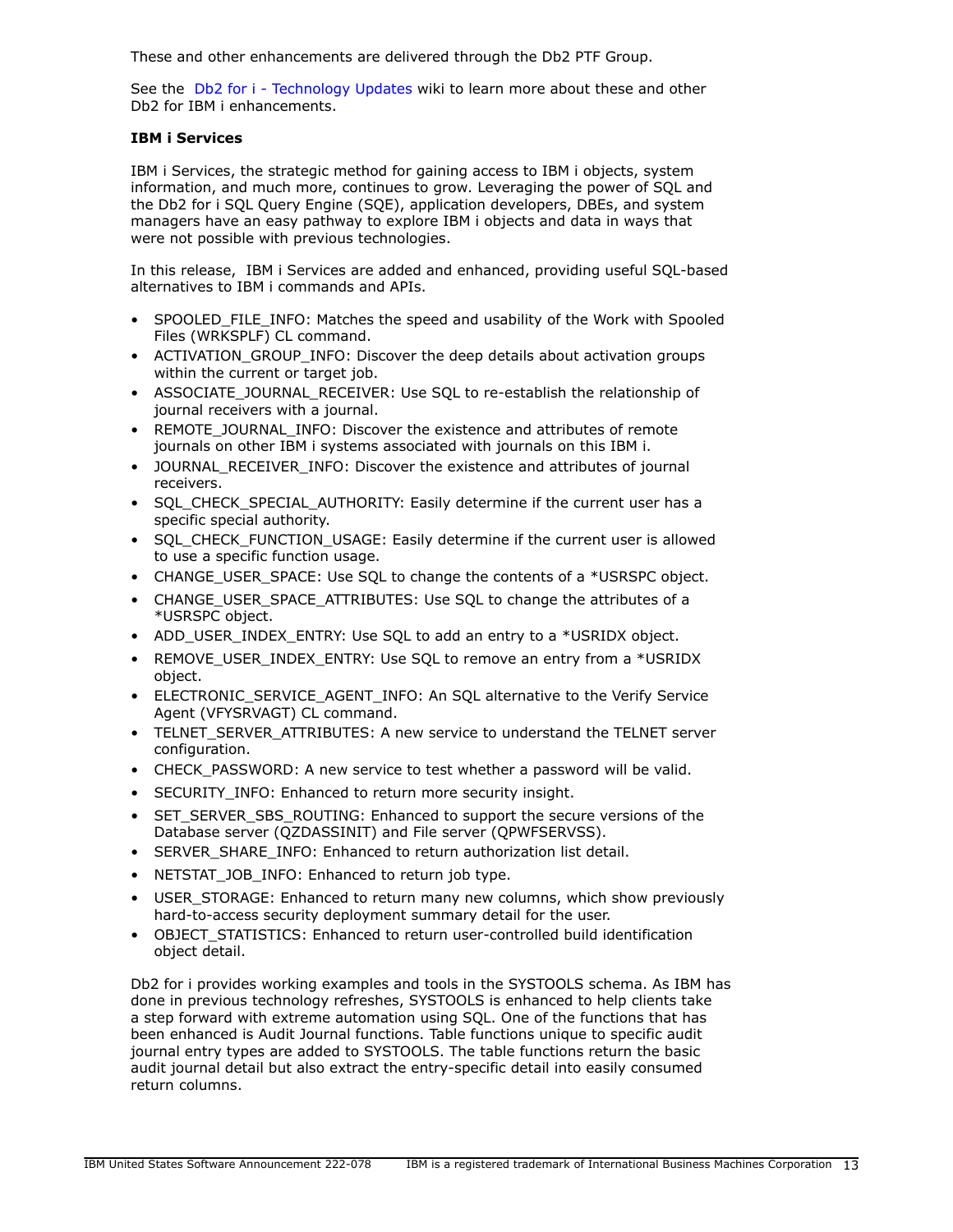These and other enhancements are delivered through the Db2 PTF Group.

See the Db2 for i - Technology Updates wiki to learn more about these and other Db2 for IBM i enhancements.

**IBM i Services**

IBM i Services, the strategic method for gaining access to IBM i objects, system information, and much more, continues to grow. Leveraging the power of SQL and the Db2 for i SQL Query Engine (SQE), application developers, DBEs, and system managers have an easy pathway to explore IBM i objects and data in ways that were not possible with previous technologies.

In this release, IBM i Services are added and enhanced, providing useful SQL-based alternatives to IBM i commands and APIs.

- SPOOLED_FILE_INFO: Matches the speed and usability of the Work with Spooled Files (WRKSPLF) CL command.
- ACTIVATION_GROUP_INFO: Discover the deep details about activation groups within the current or target job.
- ASSOCIATE_JOURNAL_RECEIVER: Use SQL to re-establish the relationship of journal receivers with a journal.
- REMOTE_JOURNAL_INFO: Discover the existence and attributes of remote journals on other IBM i systems associated with journals on this IBM i.
- JOURNAL_RECEIVER_INFO: Discover the existence and attributes of journal receivers.
- SQL_CHECK_SPECIAL_AUTHORITY: Easily determine if the current user has a specific special authority.
- SQL_CHECK_FUNCTION_USAGE: Easily determine if the current user is allowed to use a specific function usage.
- CHANGE_USER_SPACE: Use SQL to change the contents of a *USRSPC object.
- CHANGE_USER_SPACE_ATTRIBUTES: Use SQL to change the attributes of a *USRSPC object.
- ADD_USER_INDEX_ENTRY: Use SQL to add an entry to a *USRIDX object.
- REMOVE_USER_INDEX_ENTRY: Use SQL to remove an entry from a *USRIDX object.
- ELECTRONIC_SERVICE_AGENT_INFO: An SQL alternative to the Verify Service Agent (VFYSRVAGT) CL command.
- TELNET_SERVER_ATTRIBUTES: A new service to understand the TELNET server configuration.
- CHECK_PASSWORD: A new service to test whether a password will be valid.
- SECURITY_INFO: Enhanced to return more security insight.
- SET_SERVER_SBS_ROUTING: Enhanced to support the secure versions of the Database server (QZDASSINIT) and File server (QPWFSERVSS).
- SERVER_SHARE_INFO: Enhanced to return authorization list detail.
- NETSTAT_JOB_INFO: Enhanced to return job type.
- USER_STORAGE: Enhanced to return many new columns, which show previously hard-to-access security deployment summary detail for the user.
- OBJECT_STATISTICS: Enhanced to return user-controlled build identification object detail.

Db2 for i provides working examples and tools in the SYSTOOLS schema. As IBM has done in previous technology refreshes, SYSTOOLS is enhanced to help clients take a step forward with extreme automation using SQL. One of the functions that has been enhanced is Audit Journal functions. Table functions unique to specific audit journal entry types are added to SYSTOOLS. The table functions return the basic audit journal detail but also extract the entry-specific detail into easily consumed return columns.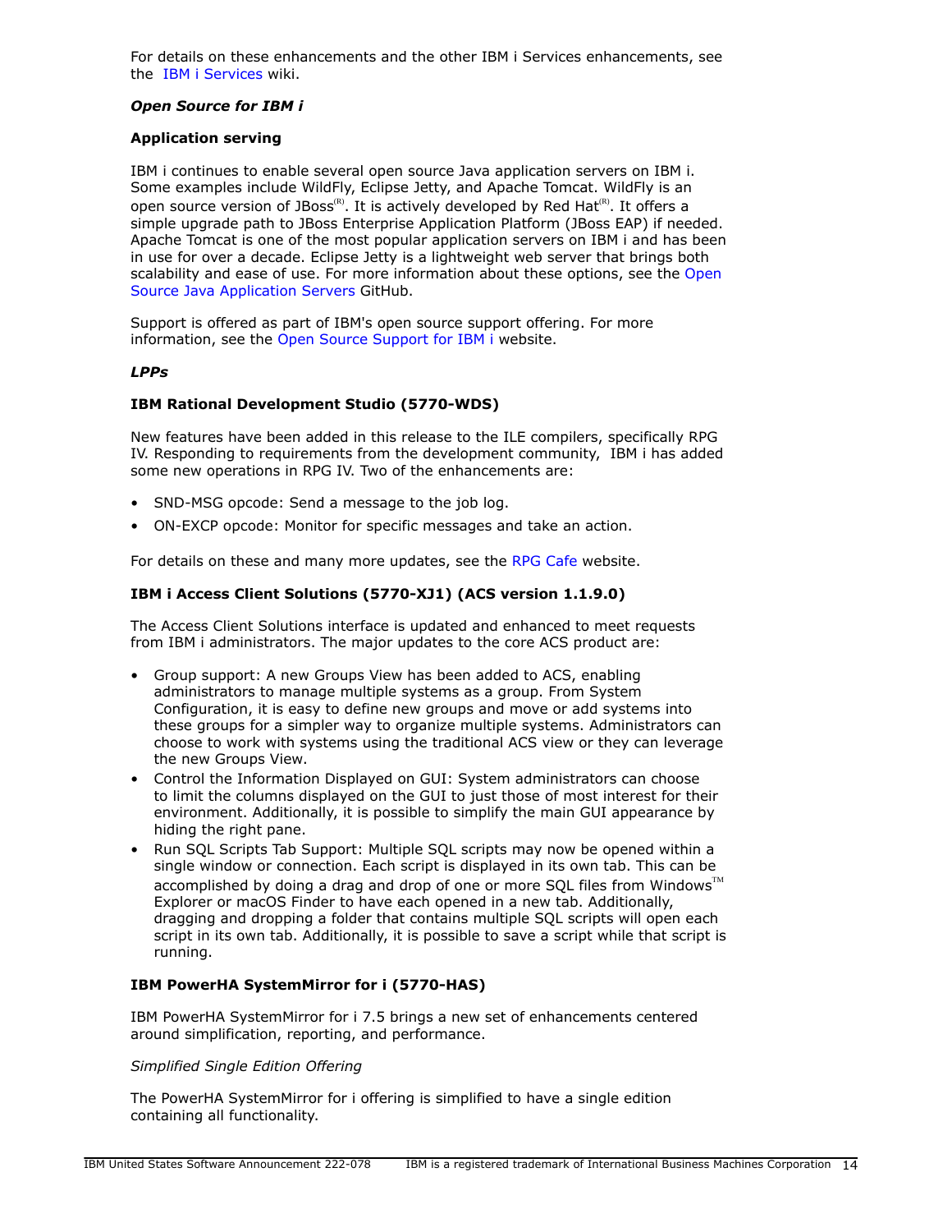For details on these enhancements and the other IBM i Services enhancements, see the IBM i Services wiki.

***Open Source for IBM i***

**Application serving**

IBM i continues to enable several open source Java application servers on IBM i. Some examples include WildFly, Eclipse Jetty, and Apache Tomcat. WildFly is an open source version of JBoss(R). It is actively developed by Red Hat(R). It offers a simple upgrade path to JBoss Enterprise Application Platform (JBoss EAP) if needed. Apache Tomcat is one of the most popular application servers on IBM i and has been in use for over a decade. Eclipse Jetty is a lightweight web server that brings both scalability and ease of use. For more information about these options, see the Open Source Java Application Servers GitHub.

Support is offered as part of IBM's open source support offering. For more information, see the Open Source Support for IBM i website.

***LPPs***

**IBM Rational Development Studio (5770-WDS)**

New features have been added in this release to the ILE compilers, specifically RPG IV. Responding to requirements from the development community, IBM i has added some new operations in RPG IV. Two of the enhancements are:

- SND-MSG opcode: Send a message to the job log.
- ON-EXCP opcode: Monitor for specific messages and take an action.

For details on these and many more updates, see the RPG Cafe website.

**IBM i Access Client Solutions (5770-XJ1) (ACS version 1.1.9.0)**

The Access Client Solutions interface is updated and enhanced to meet requests from IBM i administrators. The major updates to the core ACS product are:

- Group support: A new Groups View has been added to ACS, enabling administrators to manage multiple systems as a group. From System Configuration, it is easy to define new groups and move or add systems into these groups for a simpler way to organize multiple systems. Administrators can choose to work with systems using the traditional ACS view or they can leverage the new Groups View.
- Control the Information Displayed on GUI: System administrators can choose to limit the columns displayed on the GUI to just those of most interest for their environment. Additionally, it is possible to simplify the main GUI appearance by hiding the right pane.
- Run SQL Scripts Tab Support: Multiple SQL scripts may now be opened within a single window or connection. Each script is displayed in its own tab. This can be accomplished by doing a drag and drop of one or more SQL files from Windows(TM) Explorer or macOS Finder to have each opened in a new tab. Additionally, dragging and dropping a folder that contains multiple SQL scripts will open each script in its own tab. Additionally, it is possible to save a script while that script is running.

**IBM PowerHA SystemMirror for i (5770-HAS)**

IBM PowerHA SystemMirror for i 7.5 brings a new set of enhancements centered around simplification, reporting, and performance.

*Simplified Single Edition Offering*

The PowerHA SystemMirror for i offering is simplified to have a single edition containing all functionality.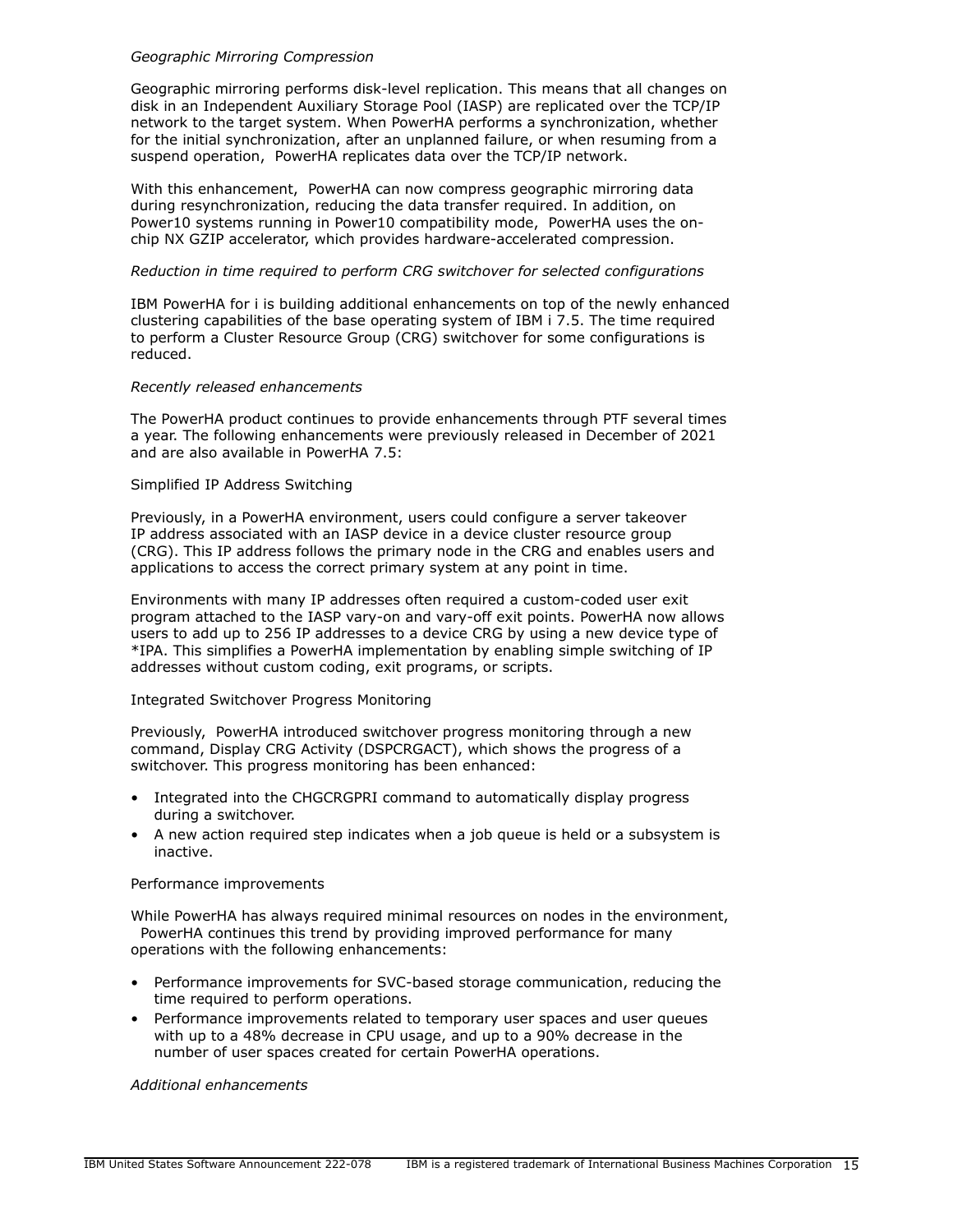*Geographic Mirroring Compression*

Geographic mirroring performs disk-level replication. This means that all changes on disk in an Independent Auxiliary Storage Pool (IASP) are replicated over the TCP/IP network to the target system. When PowerHA performs a synchronization, whether for the initial synchronization, after an unplanned failure, or when resuming from a suspend operation, PowerHA replicates data over the TCP/IP network.

With this enhancement, PowerHA can now compress geographic mirroring data during resynchronization, reducing the data transfer required. In addition, on Power10 systems running in Power10 compatibility mode, PowerHA uses the on-chip NX GZIP accelerator, which provides hardware-accelerated compression.

*Reduction in time required to perform CRG switchover for selected configurations*

IBM PowerHA for i is building additional enhancements on top of the newly enhanced clustering capabilities of the base operating system of IBM i 7.5. The time required to perform a Cluster Resource Group (CRG) switchover for some configurations is reduced.

*Recently released enhancements*

The PowerHA product continues to provide enhancements through PTF several times a year. The following enhancements were previously released in December of 2021 and are also available in PowerHA 7.5:

Simplified IP Address Switching

Previously, in a PowerHA environment, users could configure a server takeover IP address associated with an IASP device in a device cluster resource group (CRG). This IP address follows the primary node in the CRG and enables users and applications to access the correct primary system at any point in time.

Environments with many IP addresses often required a custom-coded user exit program attached to the IASP vary-on and vary-off exit points. PowerHA now allows users to add up to 256 IP addresses to a device CRG by using a new device type of *IPA. This simplifies a PowerHA implementation by enabling simple switching of IP addresses without custom coding, exit programs, or scripts.

Integrated Switchover Progress Monitoring

Previously, PowerHA introduced switchover progress monitoring through a new command, Display CRG Activity (DSPCRGACT), which shows the progress of a switchover. This progress monitoring has been enhanced:

- Integrated into the CHGCRGPRI command to automatically display progress during a switchover.
- A new action required step indicates when a job queue is held or a subsystem is inactive.

Performance improvements

While PowerHA has always required minimal resources on nodes in the environment, PowerHA continues this trend by providing improved performance for many operations with the following enhancements:

- Performance improvements for SVC-based storage communication, reducing the time required to perform operations.
- Performance improvements related to temporary user spaces and user queues with up to a 48% decrease in CPU usage, and up to a 90% decrease in the number of user spaces created for certain PowerHA operations.

*Additional enhancements*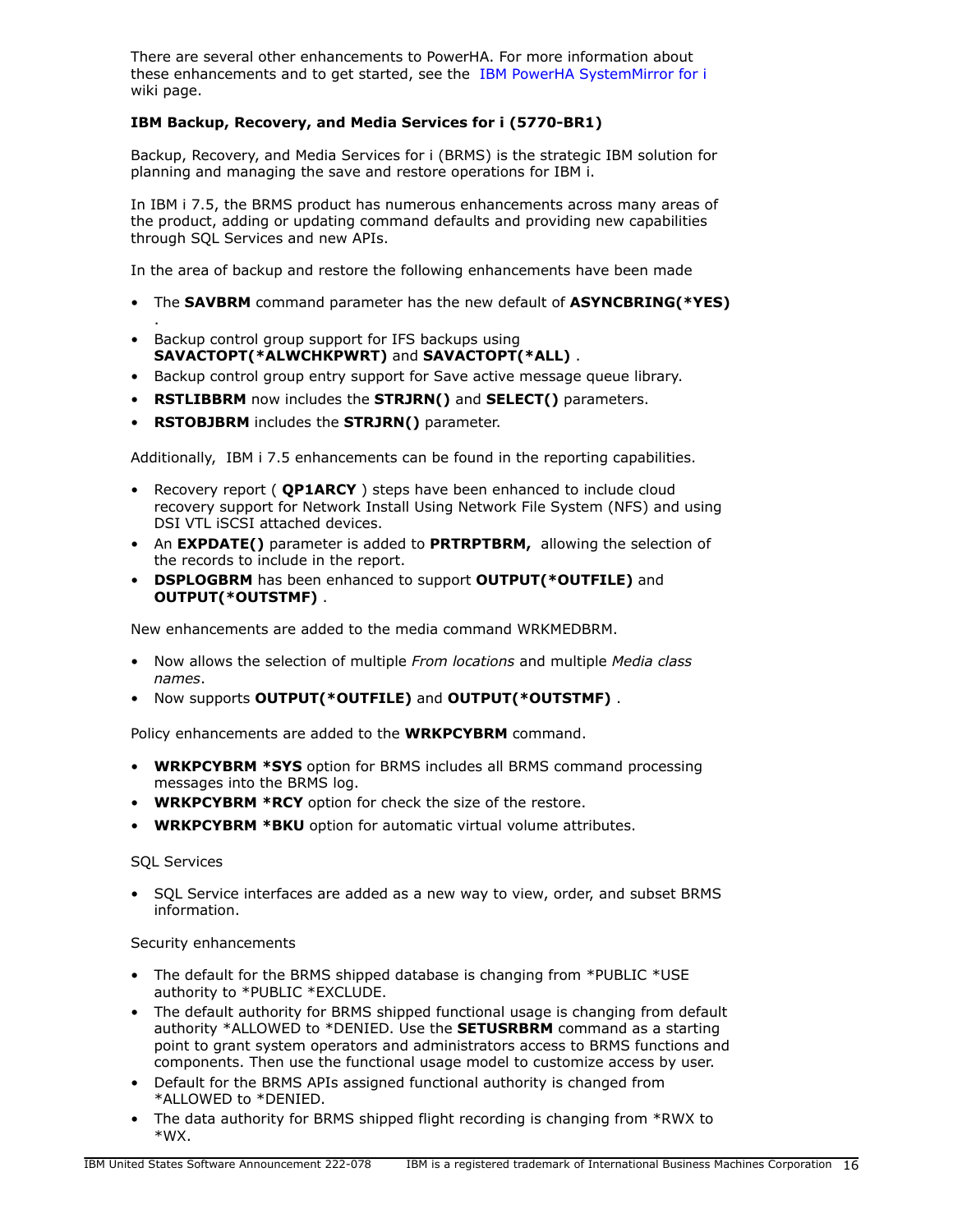There are several other enhancements to PowerHA. For more information about these enhancements and to get started, see the IBM PowerHA SystemMirror for i wiki page.

**IBM Backup, Recovery, and Media Services for i (5770-BR1)**

Backup, Recovery, and Media Services for i (BRMS) is the strategic IBM solution for planning and managing the save and restore operations for IBM i.

In IBM i 7.5, the BRMS product has numerous enhancements across many areas of the product, adding or updating command defaults and providing new capabilities through SQL Services and new APIs.

In the area of backup and restore the following enhancements have been made

- The **SAVBRM** command parameter has the new default of **ASYNCBRING(*YES)** .
- Backup control group support for IFS backups using **SAVACTOPT(*ALWCHKPWRT)** and **SAVACTOPT(*ALL)** .
- Backup control group entry support for Save active message queue library.
- **RSTLIBBRM** now includes the **STRJRN()** and **SELECT()** parameters.
- **RSTOBJBRM** includes the **STRJRN()** parameter.

Additionally, IBM i 7.5 enhancements can be found in the reporting capabilities.

- Recovery report ( **QP1ARCY** ) steps have been enhanced to include cloud recovery support for Network Install Using Network File System (NFS) and using DSI VTL iSCSI attached devices.
- An **EXPDATE()** parameter is added to **PRTRPTBRM,** allowing the selection of the records to include in the report.
- **DSPLOGBRM** has been enhanced to support **OUTPUT(*OUTFILE)** and **OUTPUT(*OUTSTMF)** .

New enhancements are added to the media command WRKMEDBRM.

- Now allows the selection of multiple *From locations* and multiple *Media class names*.
- Now supports **OUTPUT(*OUTFILE)** and **OUTPUT(*OUTSTMF)** .

Policy enhancements are added to the **WRKPCYBRM** command.

- **WRKPCYBRM *SYS** option for BRMS includes all BRMS command processing messages into the BRMS log.
- **WRKPCYBRM *RCY** option for check the size of the restore.
- **WRKPCYBRM *BKU** option for automatic virtual volume attributes.

SQL Services

- SQL Service interfaces are added as a new way to view, order, and subset BRMS information.

Security enhancements

- The default for the BRMS shipped database is changing from *PUBLIC *USE authority to *PUBLIC *EXCLUDE.
- The default authority for BRMS shipped functional usage is changing from default authority *ALLOWED to *DENIED. Use the **SETUSRBRM** command as a starting point to grant system operators and administrators access to BRMS functions and components. Then use the functional usage model to customize access by user.
- Default for the BRMS APIs assigned functional authority is changed from *ALLOWED to *DENIED.
- The data authority for BRMS shipped flight recording is changing from *RWX to *WX.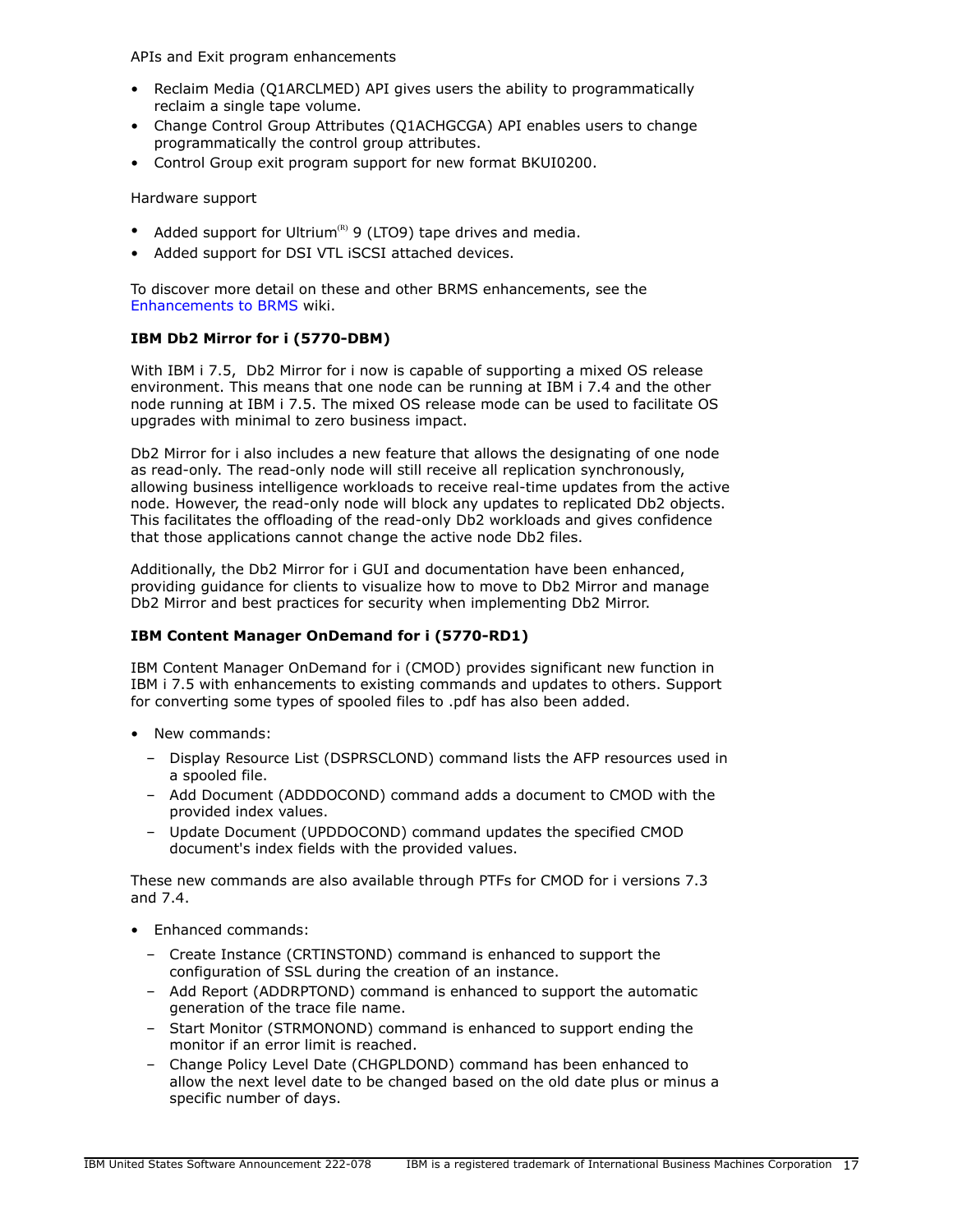APIs and Exit program enhancements

- Reclaim Media (Q1ARCLMED) API gives users the ability to programmatically reclaim a single tape volume.
- Change Control Group Attributes (Q1ACHGCGA) API enables users to change programmatically the control group attributes.
- Control Group exit program support for new format BKUI0200.

Hardware support

- Added support for Ultrium(R) 9 (LTO9) tape drives and media.
- Added support for DSI VTL iSCSI attached devices.

To discover more detail on these and other BRMS enhancements, see the Enhancements to BRMS wiki.

**IBM Db2 Mirror for i (5770-DBM)**

With IBM i 7.5, Db2 Mirror for i now is capable of supporting a mixed OS release environment. This means that one node can be running at IBM i 7.4 and the other node running at IBM i 7.5. The mixed OS release mode can be used to facilitate OS upgrades with minimal to zero business impact.

Db2 Mirror for i also includes a new feature that allows the designating of one node as read-only. The read-only node will still receive all replication synchronously, allowing business intelligence workloads to receive real-time updates from the active node. However, the read-only node will block any updates to replicated Db2 objects. This facilitates the offloading of the read-only Db2 workloads and gives confidence that those applications cannot change the active node Db2 files.

Additionally, the Db2 Mirror for i GUI and documentation have been enhanced, providing guidance for clients to visualize how to move to Db2 Mirror and manage Db2 Mirror and best practices for security when implementing Db2 Mirror.

**IBM Content Manager OnDemand for i (5770-RD1)**

IBM Content Manager OnDemand for i (CMOD) provides significant new function in IBM i 7.5 with enhancements to existing commands and updates to others. Support for converting some types of spooled files to .pdf has also been added.

- New commands:
  - Display Resource List (DSPRSCLOND) command lists the AFP resources used in a spooled file.
  - Add Document (ADDDOCOND) command adds a document to CMOD with the provided index values.
  - Update Document (UPDDOCOND) command updates the specified CMOD document's index fields with the provided values.

These new commands are also available through PTFs for CMOD for i versions 7.3 and 7.4.

- Enhanced commands:
  - Create Instance (CRTINSTOND) command is enhanced to support the configuration of SSL during the creation of an instance.
  - Add Report (ADDRPTOND) command is enhanced to support the automatic generation of the trace file name.
  - Start Monitor (STRMONOND) command is enhanced to support ending the monitor if an error limit is reached.
  - Change Policy Level Date (CHGPLDOND) command has been enhanced to allow the next level date to be changed based on the old date plus or minus a specific number of days.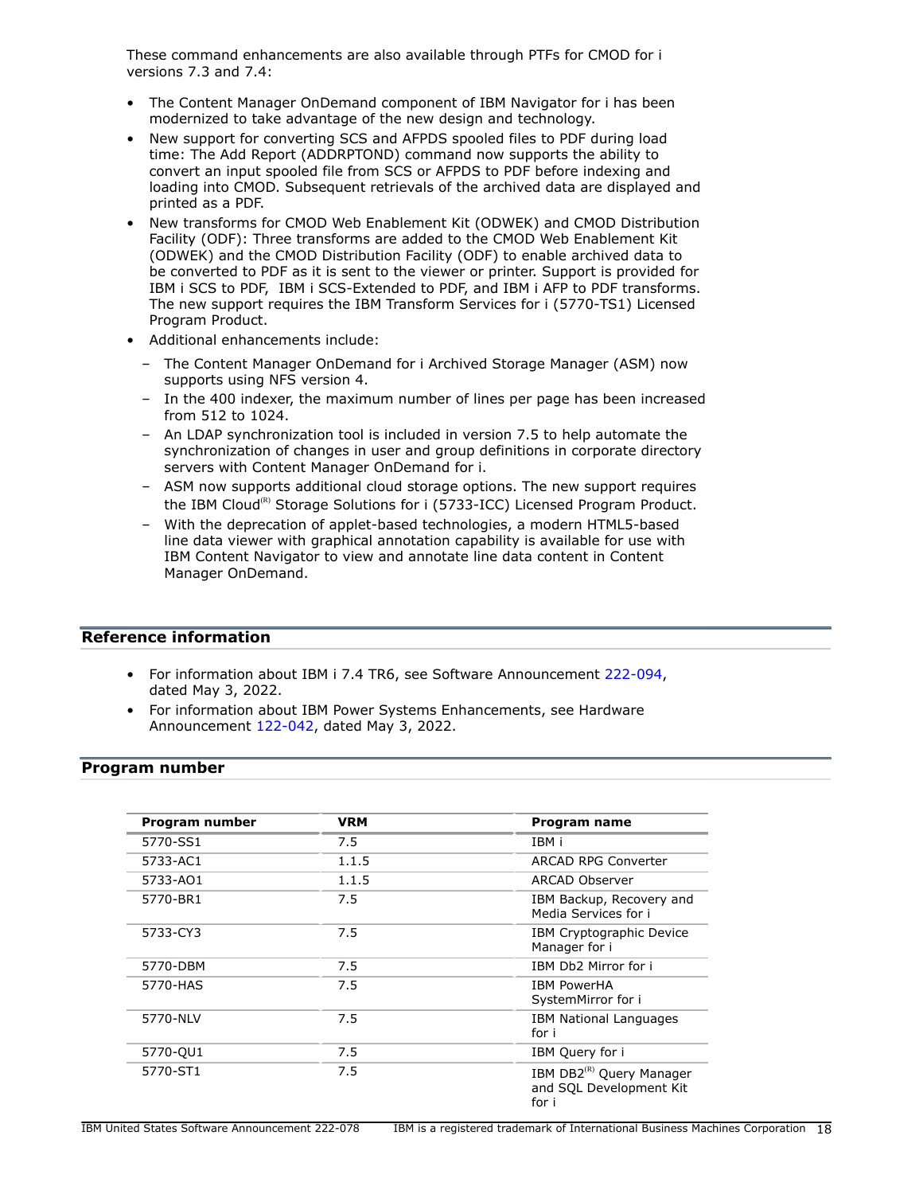These command enhancements are also available through PTFs for CMOD for i versions 7.3 and 7.4:

- The Content Manager OnDemand component of IBM Navigator for i has been modernized to take advantage of the new design and technology.
- New support for converting SCS and AFPDS spooled files to PDF during load time: The Add Report (ADDRPTOND) command now supports the ability to convert an input spooled file from SCS or AFPDS to PDF before indexing and loading into CMOD. Subsequent retrievals of the archived data are displayed and printed as a PDF.
- New transforms for CMOD Web Enablement Kit (ODWEK) and CMOD Distribution Facility (ODF): Three transforms are added to the CMOD Web Enablement Kit (ODWEK) and the CMOD Distribution Facility (ODF) to enable archived data to be converted to PDF as it is sent to the viewer or printer. Support is provided for IBM i SCS to PDF, IBM i SCS-Extended to PDF, and IBM i AFP to PDF transforms. The new support requires the IBM Transform Services for i (5770-TS1) Licensed Program Product.
- Additional enhancements include:
  - The Content Manager OnDemand for i Archived Storage Manager (ASM) now supports using NFS version 4.
  - In the 400 indexer, the maximum number of lines per page has been increased from 512 to 1024.
  - An LDAP synchronization tool is included in version 7.5 to help automate the synchronization of changes in user and group definitions in corporate directory servers with Content Manager OnDemand for i.
  - ASM now supports additional cloud storage options. The new support requires the IBM Cloud(R) Storage Solutions for i (5733-ICC) Licensed Program Product.
  - With the deprecation of applet-based technologies, a modern HTML5-based line data viewer with graphical annotation capability is available for use with IBM Content Navigator to view and annotate line data content in Content Manager OnDemand.

## Reference information

- For information about IBM i 7.4 TR6, see Software Announcement 222-094, dated May 3, 2022.
- For information about IBM Power Systems Enhancements, see Hardware Announcement 122-042, dated May 3, 2022.

## Program number

| Program number | VRM | Program name |
|---|---|---|
| 5770-SS1 | 7.5 | IBM i |
| 5733-AC1 | 1.1.5 | ARCAD RPG Converter |
| 5733-AO1 | 1.1.5 | ARCAD Observer |
| 5770-BR1 | 7.5 | IBM Backup, Recovery and Media Services for i |
| 5733-CY3 | 7.5 | IBM Cryptographic Device Manager for i |
| 5770-DBM | 7.5 | IBM Db2 Mirror for i |
| 5770-HAS | 7.5 | IBM PowerHA SystemMirror for i |
| 5770-NLV | 7.5 | IBM National Languages for i |
| 5770-QU1 | 7.5 | IBM Query for i |
| 5770-ST1 | 7.5 | IBM DB2(R) Query Manager and SQL Development Kit for i |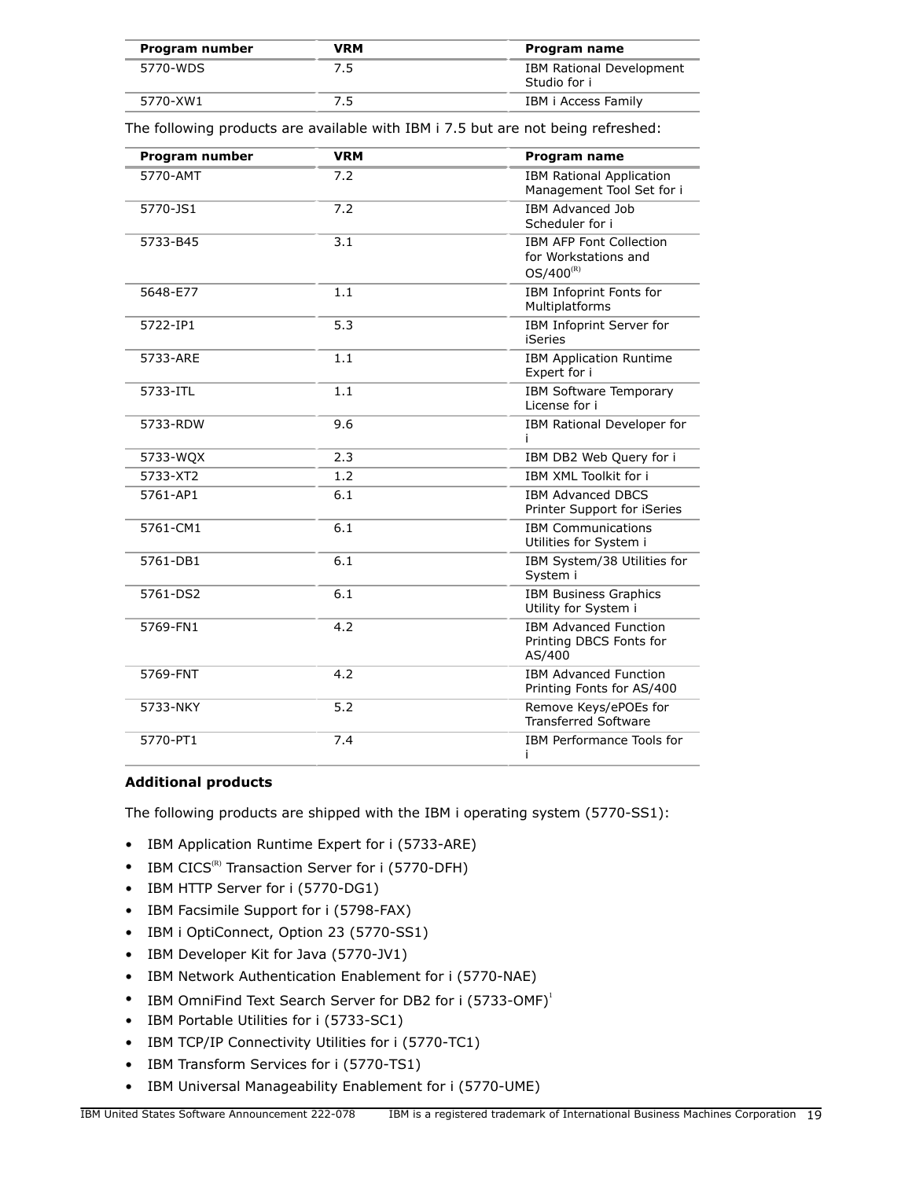| Program number | VRM | Program name |
|---|---|---|
| 5770-WDS | 7.5 | IBM Rational Development Studio for i |
| 5770-XW1 | 7.5 | IBM i Access Family |

The following products are available with IBM i 7.5 but are not being refreshed:

| Program number | VRM | Program name |
|---|---|---|
| 5770-AMT | 7.2 | IBM Rational Application Management Tool Set for i |
| 5770-JS1 | 7.2 | IBM Advanced Job Scheduler for i |
| 5733-B45 | 3.1 | IBM AFP Font Collection for Workstations and OS/400(R) |
| 5648-E77 | 1.1 | IBM Infoprint Fonts for Multiplatforms |
| 5722-IP1 | 5.3 | IBM Infoprint Server for iSeries |
| 5733-ARE | 1.1 | IBM Application Runtime Expert for i |
| 5733-ITL | 1.1 | IBM Software Temporary License for i |
| 5733-RDW | 9.6 | IBM Rational Developer for i |
| 5733-WQX | 2.3 | IBM DB2 Web Query for i |
| 5733-XT2 | 1.2 | IBM XML Toolkit for i |
| 5761-AP1 | 6.1 | IBM Advanced DBCS Printer Support for iSeries |
| 5761-CM1 | 6.1 | IBM Communications Utilities for System i |
| 5761-DB1 | 6.1 | IBM System/38 Utilities for System i |
| 5761-DS2 | 6.1 | IBM Business Graphics Utility for System i |
| 5769-FN1 | 4.2 | IBM Advanced Function Printing DBCS Fonts for AS/400 |
| 5769-FNT | 4.2 | IBM Advanced Function Printing Fonts for AS/400 |
| 5733-NKY | 5.2 | Remove Keys/ePOEs for Transferred Software |
| 5770-PT1 | 7.4 | IBM Performance Tools for i |

### Additional products

The following products are shipped with the IBM i operating system (5770-SS1):

- IBM Application Runtime Expert for i (5733-ARE)
- IBM CICS(R) Transaction Server for i (5770-DFH)
- IBM HTTP Server for i (5770-DG1)
- IBM Facsimile Support for i (5798-FAX)
- IBM i OptiConnect, Option 23 (5770-SS1)
- IBM Developer Kit for Java (5770-JV1)
- IBM Network Authentication Enablement for i (5770-NAE)
- IBM OmniFind Text Search Server for DB2 for i (5733-OMF)[1]
- IBM Portable Utilities for i (5733-SC1)
- IBM TCP/IP Connectivity Utilities for i (5770-TC1)
- IBM Transform Services for i (5770-TS1)
- IBM Universal Manageability Enablement for i (5770-UME)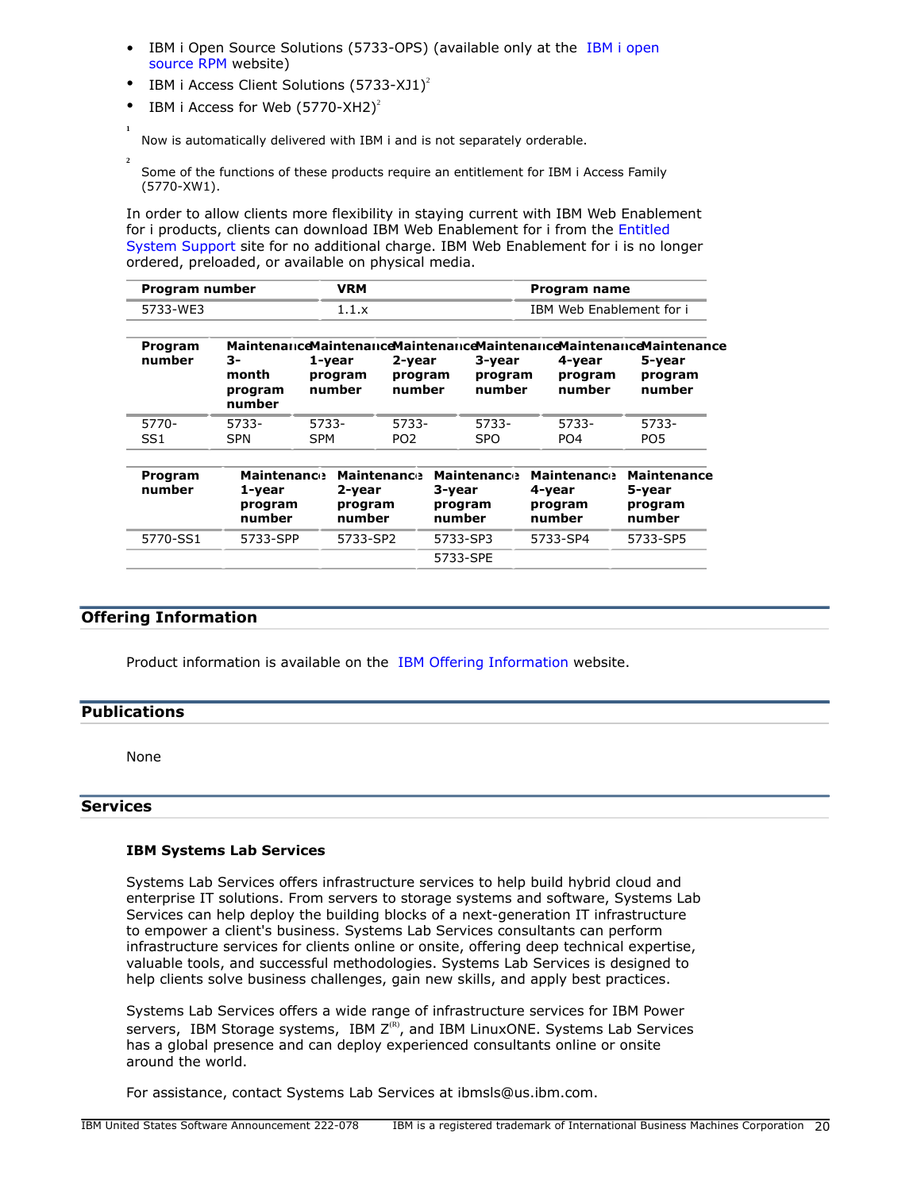- IBM i Open Source Solutions (5733-OPS) (available only at the IBM i open source RPM website)
- IBM i Access Client Solutions (5733-XJ1)[2]
- IBM i Access for Web (5770-XH2)[2]

[1] Now is automatically delivered with IBM i and is not separately orderable.

[2] Some of the functions of these products require an entitlement for IBM i Access Family (5770-XW1).

In order to allow clients more flexibility in staying current with IBM Web Enablement for i products, clients can download IBM Web Enablement for i from the Entitled System Support site for no additional charge. IBM Web Enablement for i is no longer ordered, preloaded, or available on physical media.

| Program number | VRM | Program name |
|---|---|---|
| 5733-WE3 | 1.1.x | IBM Web Enablement for i |

| Program number | Maintenance 3-month program number | Maintenance 1-year program number | Maintenance 2-year program number | Maintenance 3-year program number | Maintenance 4-year program number | Maintenance 5-year program number |
|---|---|---|---|---|---|---|
| 5770-SS1 | 5733-SPN | 5733-SPM | 5733-PO2 | 5733-SPO | 5733-PO4 | 5733-PO5 |

| Program number | Maintenance 1-year program number | Maintenance 2-year program number | Maintenance 3-year program number | Maintenance 4-year program number | Maintenance 5-year program number |
|---|---|---|---|---|---|
| 5770-SS1 | 5733-SPP | 5733-SP2 | 5733-SP3 | 5733-SP4 | 5733-SP5 |
| | | | 5733-SPE | | |

## Offering Information

Product information is available on the IBM Offering Information website.

## Publications

None

## Services

### IBM Systems Lab Services

Systems Lab Services offers infrastructure services to help build hybrid cloud and enterprise IT solutions. From servers to storage systems and software, Systems Lab Services can help deploy the building blocks of a next-generation IT infrastructure to empower a client's business. Systems Lab Services consultants can perform infrastructure services for clients online or onsite, offering deep technical expertise, valuable tools, and successful methodologies. Systems Lab Services is designed to help clients solve business challenges, gain new skills, and apply best practices.

Systems Lab Services offers a wide range of infrastructure services for IBM Power servers, IBM Storage systems, IBM Z(R), and IBM LinuxONE. Systems Lab Services has a global presence and can deploy experienced consultants online or onsite around the world.

For assistance, contact Systems Lab Services at ibmsls@us.ibm.com.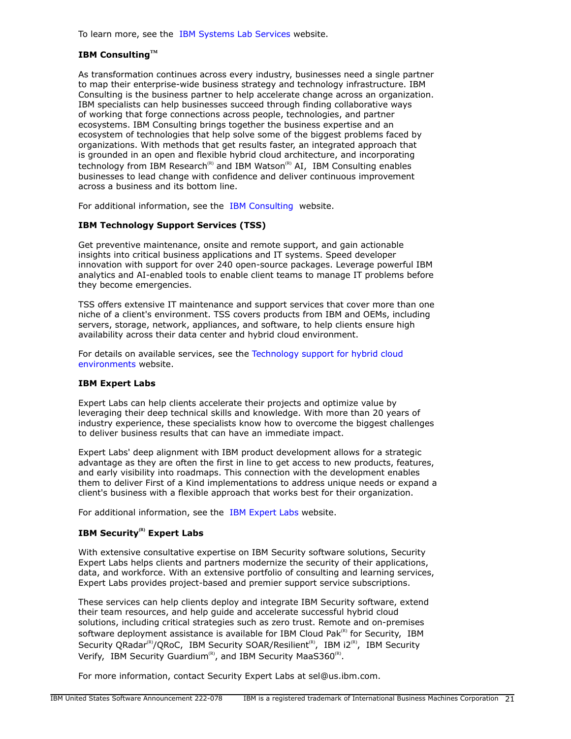To learn more, see the IBM Systems Lab Services website.

**IBM Consulting™**

As transformation continues across every industry, businesses need a single partner to map their enterprise-wide business strategy and technology infrastructure. IBM Consulting is the business partner to help accelerate change across an organization. IBM specialists can help businesses succeed through finding collaborative ways of working that forge connections across people, technologies, and partner ecosystems. IBM Consulting brings together the business expertise and an ecosystem of technologies that help solve some of the biggest problems faced by organizations. With methods that get results faster, an integrated approach that is grounded in an open and flexible hybrid cloud architecture, and incorporating technology from IBM Research(R) and IBM Watson(R) AI, IBM Consulting enables businesses to lead change with confidence and deliver continuous improvement across a business and its bottom line.

For additional information, see the IBM Consulting website.

**IBM Technology Support Services (TSS)**

Get preventive maintenance, onsite and remote support, and gain actionable insights into critical business applications and IT systems. Speed developer innovation with support for over 240 open-source packages. Leverage powerful IBM analytics and AI-enabled tools to enable client teams to manage IT problems before they become emergencies.

TSS offers extensive IT maintenance and support services that cover more than one niche of a client's environment. TSS covers products from IBM and OEMs, including servers, storage, network, appliances, and software, to help clients ensure high availability across their data center and hybrid cloud environment.

For details on available services, see the Technology support for hybrid cloud environments website.

**IBM Expert Labs**

Expert Labs can help clients accelerate their projects and optimize value by leveraging their deep technical skills and knowledge. With more than 20 years of industry experience, these specialists know how to overcome the biggest challenges to deliver business results that can have an immediate impact.

Expert Labs' deep alignment with IBM product development allows for a strategic advantage as they are often the first in line to get access to new products, features, and early visibility into roadmaps. This connection with the development enables them to deliver First of a Kind implementations to address unique needs or expand a client's business with a flexible approach that works best for their organization.

For additional information, see the IBM Expert Labs website.

**IBM Security(R) Expert Labs**

With extensive consultative expertise on IBM Security software solutions, Security Expert Labs helps clients and partners modernize the security of their applications, data, and workforce. With an extensive portfolio of consulting and learning services, Expert Labs provides project-based and premier support service subscriptions.

These services can help clients deploy and integrate IBM Security software, extend their team resources, and help guide and accelerate successful hybrid cloud solutions, including critical strategies such as zero trust. Remote and on-premises software deployment assistance is available for IBM Cloud Pak(R) for Security, IBM Security QRadar(R)/QRoC, IBM Security SOAR/Resilient(R), IBM i2(R), IBM Security Verify, IBM Security Guardium(R), and IBM Security MaaS360(R).

For more information, contact Security Expert Labs at sel@us.ibm.com.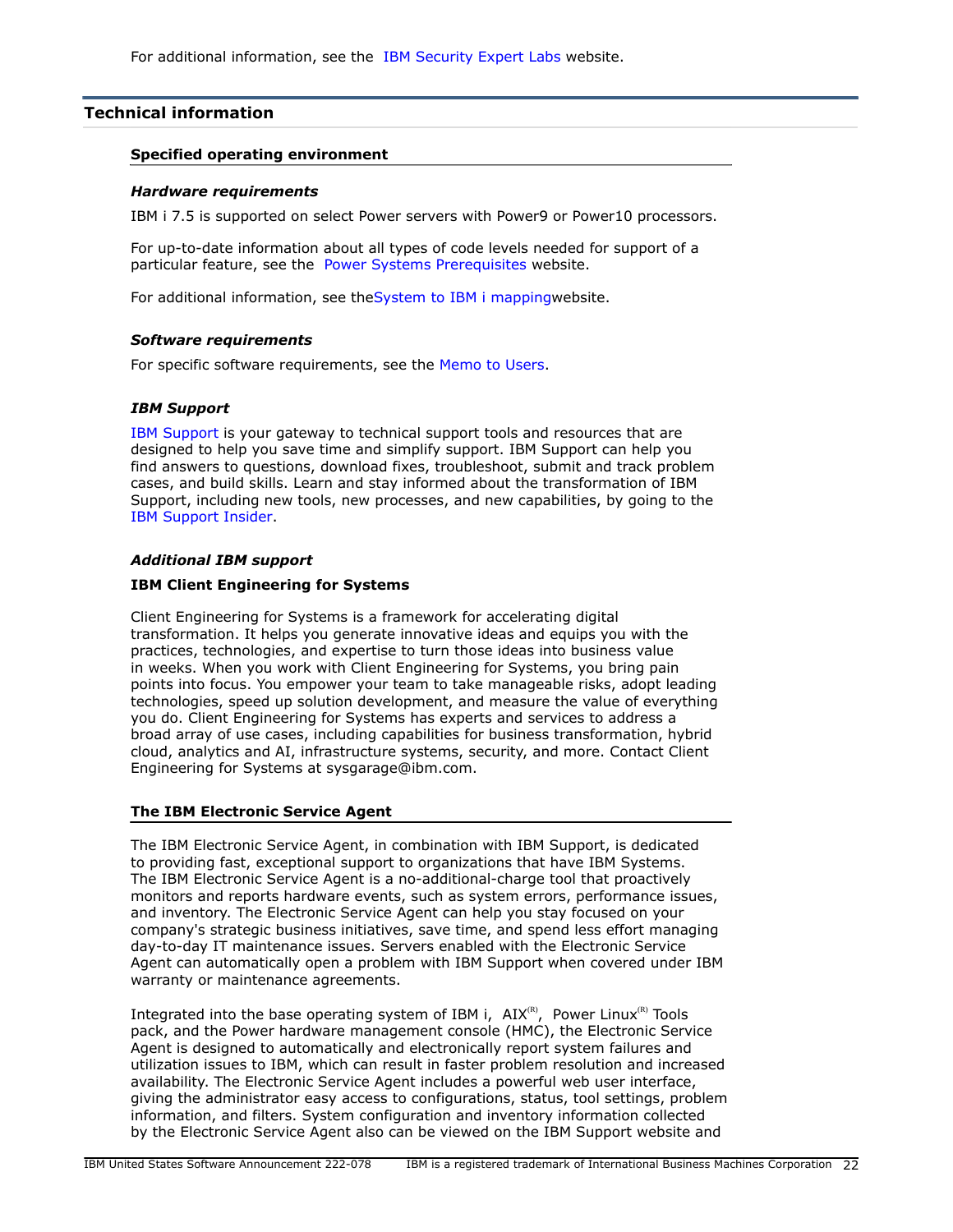For additional information, see the IBM Security Expert Labs website.

## Technical information

### Specified operating environment

#### *Hardware requirements*

IBM i 7.5 is supported on select Power servers with Power9 or Power10 processors.

For up-to-date information about all types of code levels needed for support of a particular feature, see the Power Systems Prerequisites website.

For additional information, see theSystem to IBM i mappingwebsite.

#### *Software requirements*

For specific software requirements, see the Memo to Users.

#### *IBM Support*

IBM Support is your gateway to technical support tools and resources that are designed to help you save time and simplify support. IBM Support can help you find answers to questions, download fixes, troubleshoot, submit and track problem cases, and build skills. Learn and stay informed about the transformation of IBM Support, including new tools, new processes, and new capabilities, by going to the IBM Support Insider.

#### *Additional IBM support*

**IBM Client Engineering for Systems**

Client Engineering for Systems is a framework for accelerating digital transformation. It helps you generate innovative ideas and equips you with the practices, technologies, and expertise to turn those ideas into business value in weeks. When you work with Client Engineering for Systems, you bring pain points into focus. You empower your team to take manageable risks, adopt leading technologies, speed up solution development, and measure the value of everything you do. Client Engineering for Systems has experts and services to address a broad array of use cases, including capabilities for business transformation, hybrid cloud, analytics and AI, infrastructure systems, security, and more. Contact Client Engineering for Systems at sysgarage@ibm.com.

### The IBM Electronic Service Agent

The IBM Electronic Service Agent, in combination with IBM Support, is dedicated to providing fast, exceptional support to organizations that have IBM Systems. The IBM Electronic Service Agent is a no-additional-charge tool that proactively monitors and reports hardware events, such as system errors, performance issues, and inventory. The Electronic Service Agent can help you stay focused on your company's strategic business initiatives, save time, and spend less effort managing day-to-day IT maintenance issues. Servers enabled with the Electronic Service Agent can automatically open a problem with IBM Support when covered under IBM warranty or maintenance agreements.

Integrated into the base operating system of IBM i, AIX(R), Power Linux(R) Tools pack, and the Power hardware management console (HMC), the Electronic Service Agent is designed to automatically and electronically report system failures and utilization issues to IBM, which can result in faster problem resolution and increased availability. The Electronic Service Agent includes a powerful web user interface, giving the administrator easy access to configurations, status, tool settings, problem information, and filters. System configuration and inventory information collected by the Electronic Service Agent also can be viewed on the IBM Support website and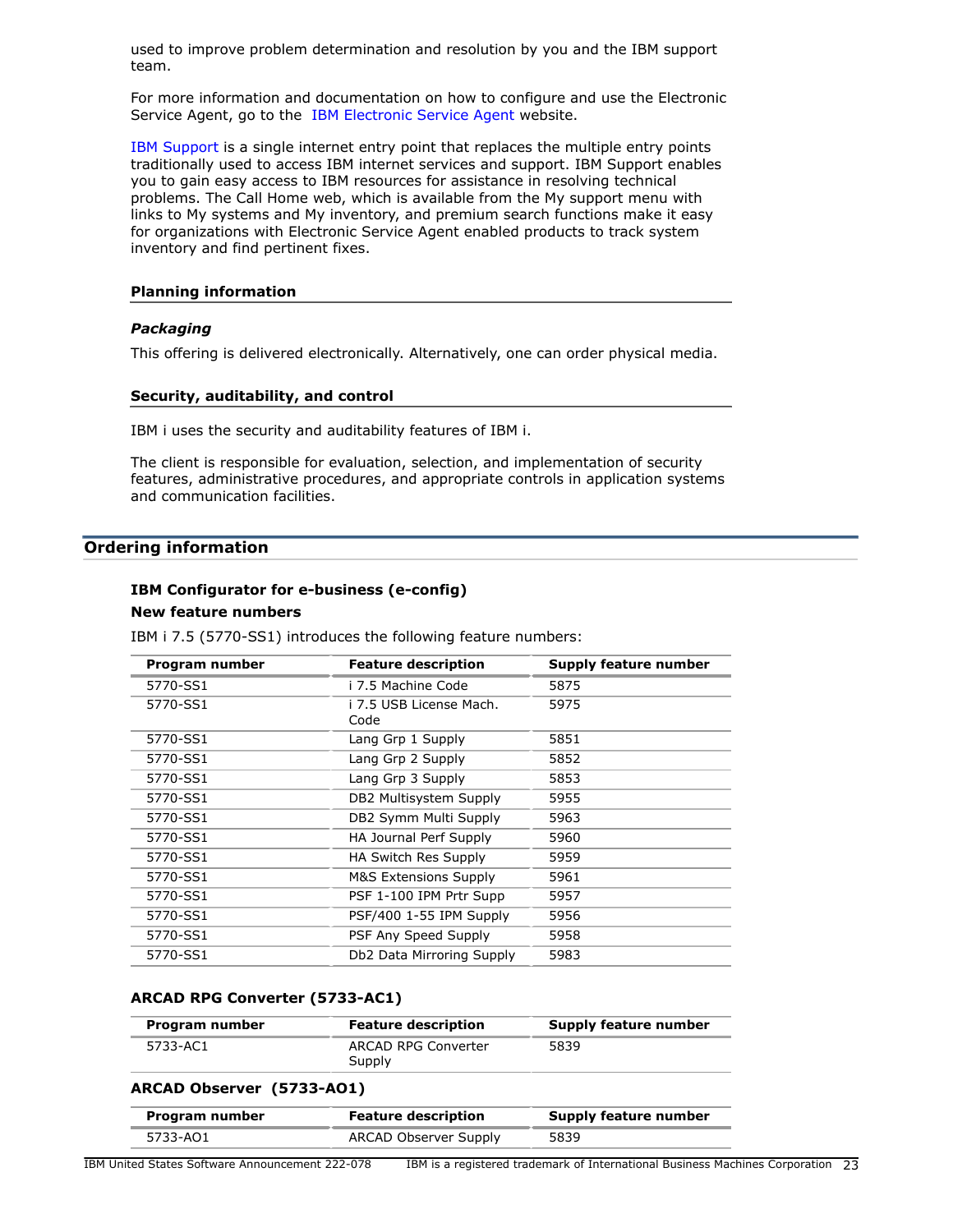used to improve problem determination and resolution by you and the IBM support team.

For more information and documentation on how to configure and use the Electronic Service Agent, go to the IBM Electronic Service Agent website.

IBM Support is a single internet entry point that replaces the multiple entry points traditionally used to access IBM internet services and support. IBM Support enables you to gain easy access to IBM resources for assistance in resolving technical problems. The Call Home web, which is available from the My support menu with links to My systems and My inventory, and premium search functions make it easy for organizations with Electronic Service Agent enabled products to track system inventory and find pertinent fixes.

### Planning information

#### *Packaging*

This offering is delivered electronically. Alternatively, one can order physical media.

### Security, auditability, and control

IBM i uses the security and auditability features of IBM i.

The client is responsible for evaluation, selection, and implementation of security features, administrative procedures, and appropriate controls in application systems and communication facilities.

## Ordering information

### IBM Configurator for e-business (e-config)

**New feature numbers**

IBM i 7.5 (5770-SS1) introduces the following feature numbers:

| Program number | Feature description | Supply feature number |
|---|---|---|
| 5770-SS1 | i 7.5 Machine Code | 5875 |
| 5770-SS1 | i 7.5 USB License Mach. Code | 5975 |
| 5770-SS1 | Lang Grp 1 Supply | 5851 |
| 5770-SS1 | Lang Grp 2 Supply | 5852 |
| 5770-SS1 | Lang Grp 3 Supply | 5853 |
| 5770-SS1 | DB2 Multisystem Supply | 5955 |
| 5770-SS1 | DB2 Symm Multi Supply | 5963 |
| 5770-SS1 | HA Journal Perf Supply | 5960 |
| 5770-SS1 | HA Switch Res Supply | 5959 |
| 5770-SS1 | M&S Extensions Supply | 5961 |
| 5770-SS1 | PSF 1-100 IPM Prtr Supp | 5957 |
| 5770-SS1 | PSF/400 1-55 IPM Supply | 5956 |
| 5770-SS1 | PSF Any Speed Supply | 5958 |
| 5770-SS1 | Db2 Data Mirroring Supply | 5983 |

### ARCAD RPG Converter (5733-AC1)

| Program number | Feature description | Supply feature number |
|---|---|---|
| 5733-AC1 | ARCAD RPG Converter Supply | 5839 |

### ARCAD Observer (5733-AO1)

| Program number | Feature description | Supply feature number |
|---|---|---|
| 5733-AO1 | ARCAD Observer Supply | 5839 |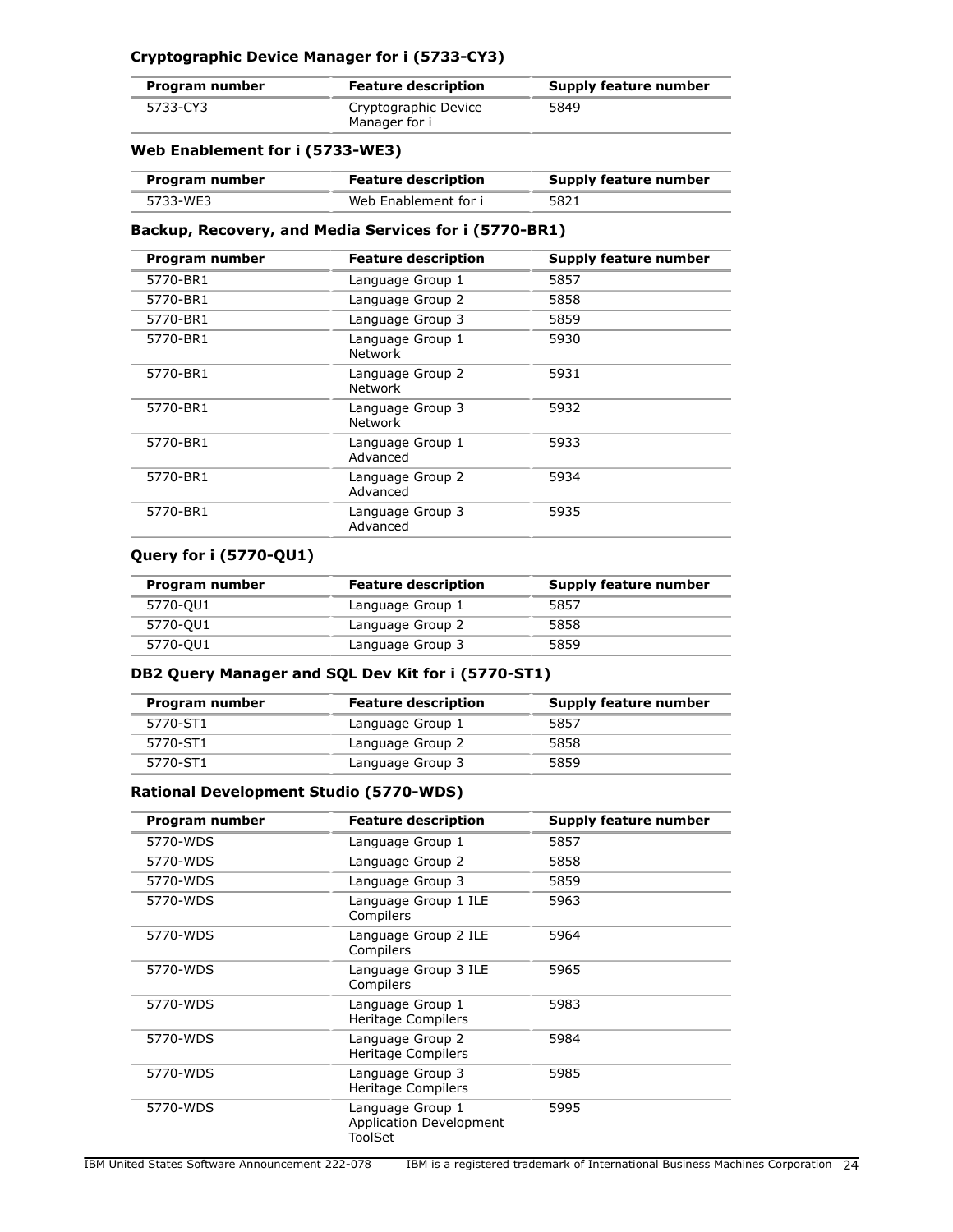### Cryptographic Device Manager for i (5733-CY3)

| Program number | Feature description | Supply feature number |
|---|---|---|
| 5733-CY3 | Cryptographic Device Manager for i | 5849 |

### Web Enablement for i (5733-WE3)

| Program number | Feature description | Supply feature number |
|---|---|---|
| 5733-WE3 | Web Enablement for i | 5821 |

### Backup, Recovery, and Media Services for i (5770-BR1)

| Program number | Feature description | Supply feature number |
|---|---|---|
| 5770-BR1 | Language Group 1 | 5857 |
| 5770-BR1 | Language Group 2 | 5858 |
| 5770-BR1 | Language Group 3 | 5859 |
| 5770-BR1 | Language Group 1 Network | 5930 |
| 5770-BR1 | Language Group 2 Network | 5931 |
| 5770-BR1 | Language Group 3 Network | 5932 |
| 5770-BR1 | Language Group 1 Advanced | 5933 |
| 5770-BR1 | Language Group 2 Advanced | 5934 |
| 5770-BR1 | Language Group 3 Advanced | 5935 |

### Query for i (5770-QU1)

| Program number | Feature description | Supply feature number |
|---|---|---|
| 5770-QU1 | Language Group 1 | 5857 |
| 5770-QU1 | Language Group 2 | 5858 |
| 5770-QU1 | Language Group 3 | 5859 |

### DB2 Query Manager and SQL Dev Kit for i (5770-ST1)

| Program number | Feature description | Supply feature number |
|---|---|---|
| 5770-ST1 | Language Group 1 | 5857 |
| 5770-ST1 | Language Group 2 | 5858 |
| 5770-ST1 | Language Group 3 | 5859 |

### Rational Development Studio (5770-WDS)

| Program number | Feature description | Supply feature number |
|---|---|---|
| 5770-WDS | Language Group 1 | 5857 |
| 5770-WDS | Language Group 2 | 5858 |
| 5770-WDS | Language Group 3 | 5859 |
| 5770-WDS | Language Group 1 ILE Compilers | 5963 |
| 5770-WDS | Language Group 2 ILE Compilers | 5964 |
| 5770-WDS | Language Group 3 ILE Compilers | 5965 |
| 5770-WDS | Language Group 1 Heritage Compilers | 5983 |
| 5770-WDS | Language Group 2 Heritage Compilers | 5984 |
| 5770-WDS | Language Group 3 Heritage Compilers | 5985 |
| 5770-WDS | Language Group 1 Application Development ToolSet | 5995 |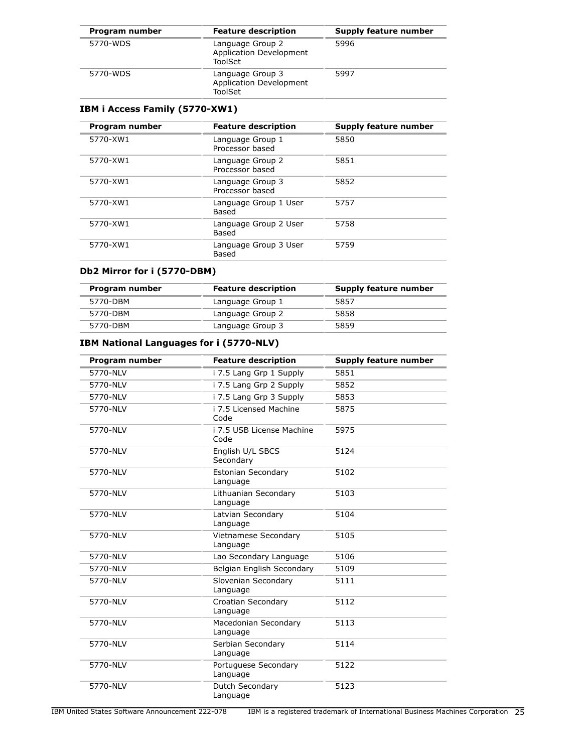| Program number | Feature description | Supply feature number |
|---|---|---|
| 5770-WDS | Language Group 2 Application Development ToolSet | 5996 |
| 5770-WDS | Language Group 3 Application Development ToolSet | 5997 |

### IBM i Access Family (5770-XW1)

| Program number | Feature description | Supply feature number |
|---|---|---|
| 5770-XW1 | Language Group 1 Processor based | 5850 |
| 5770-XW1 | Language Group 2 Processor based | 5851 |
| 5770-XW1 | Language Group 3 Processor based | 5852 |
| 5770-XW1 | Language Group 1 User Based | 5757 |
| 5770-XW1 | Language Group 2 User Based | 5758 |
| 5770-XW1 | Language Group 3 User Based | 5759 |

### Db2 Mirror for i (5770-DBM)

| Program number | Feature description | Supply feature number |
|---|---|---|
| 5770-DBM | Language Group 1 | 5857 |
| 5770-DBM | Language Group 2 | 5858 |
| 5770-DBM | Language Group 3 | 5859 |

### IBM National Languages for i (5770-NLV)

| Program number | Feature description | Supply feature number |
|---|---|---|
| 5770-NLV | i 7.5 Lang Grp 1 Supply | 5851 |
| 5770-NLV | i 7.5 Lang Grp 2 Supply | 5852 |
| 5770-NLV | i 7.5 Lang Grp 3 Supply | 5853 |
| 5770-NLV | i 7.5 Licensed Machine Code | 5875 |
| 5770-NLV | i 7.5 USB License Machine Code | 5975 |
| 5770-NLV | English U/L SBCS Secondary | 5124 |
| 5770-NLV | Estonian Secondary Language | 5102 |
| 5770-NLV | Lithuanian Secondary Language | 5103 |
| 5770-NLV | Latvian Secondary Language | 5104 |
| 5770-NLV | Vietnamese Secondary Language | 5105 |
| 5770-NLV | Lao Secondary Language | 5106 |
| 5770-NLV | Belgian English Secondary | 5109 |
| 5770-NLV | Slovenian Secondary Language | 5111 |
| 5770-NLV | Croatian Secondary Language | 5112 |
| 5770-NLV | Macedonian Secondary Language | 5113 |
| 5770-NLV | Serbian Secondary Language | 5114 |
| 5770-NLV | Portuguese Secondary Language | 5122 |
| 5770-NLV | Dutch Secondary Language | 5123 |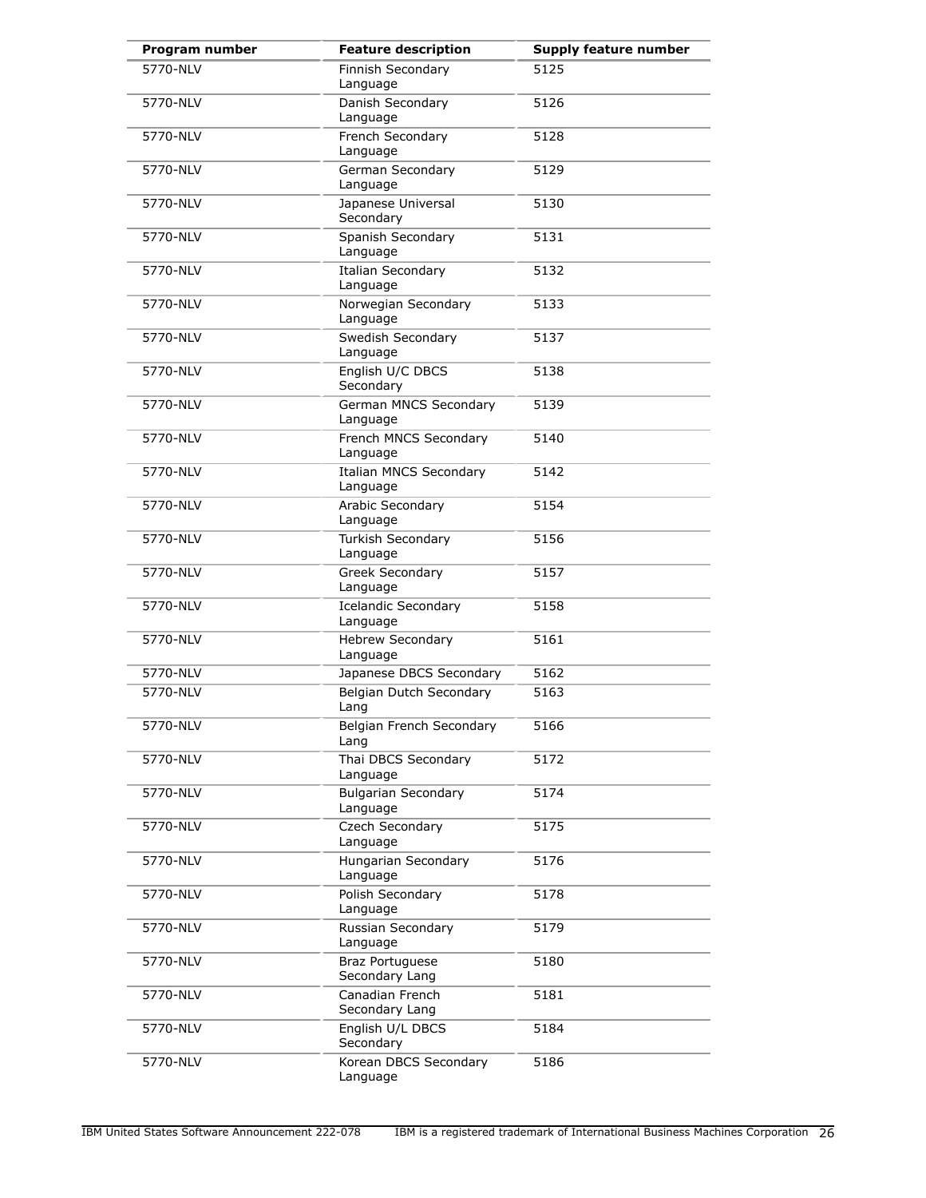| Program number | Feature description | Supply feature number |
|---|---|---|
| 5770-NLV | Finnish Secondary Language | 5125 |
| 5770-NLV | Danish Secondary Language | 5126 |
| 5770-NLV | French Secondary Language | 5128 |
| 5770-NLV | German Secondary Language | 5129 |
| 5770-NLV | Japanese Universal Secondary | 5130 |
| 5770-NLV | Spanish Secondary Language | 5131 |
| 5770-NLV | Italian Secondary Language | 5132 |
| 5770-NLV | Norwegian Secondary Language | 5133 |
| 5770-NLV | Swedish Secondary Language | 5137 |
| 5770-NLV | English U/C DBCS Secondary | 5138 |
| 5770-NLV | German MNCS Secondary Language | 5139 |
| 5770-NLV | French MNCS Secondary Language | 5140 |
| 5770-NLV | Italian MNCS Secondary Language | 5142 |
| 5770-NLV | Arabic Secondary Language | 5154 |
| 5770-NLV | Turkish Secondary Language | 5156 |
| 5770-NLV | Greek Secondary Language | 5157 |
| 5770-NLV | Icelandic Secondary Language | 5158 |
| 5770-NLV | Hebrew Secondary Language | 5161 |
| 5770-NLV | Japanese DBCS Secondary | 5162 |
| 5770-NLV | Belgian Dutch Secondary Lang | 5163 |
| 5770-NLV | Belgian French Secondary Lang | 5166 |
| 5770-NLV | Thai DBCS Secondary Language | 5172 |
| 5770-NLV | Bulgarian Secondary Language | 5174 |
| 5770-NLV | Czech Secondary Language | 5175 |
| 5770-NLV | Hungarian Secondary Language | 5176 |
| 5770-NLV | Polish Secondary Language | 5178 |
| 5770-NLV | Russian Secondary Language | 5179 |
| 5770-NLV | Braz Portuguese Secondary Lang | 5180 |
| 5770-NLV | Canadian French Secondary Lang | 5181 |
| 5770-NLV | English U/L DBCS Secondary | 5184 |
| 5770-NLV | Korean DBCS Secondary Language | 5186 |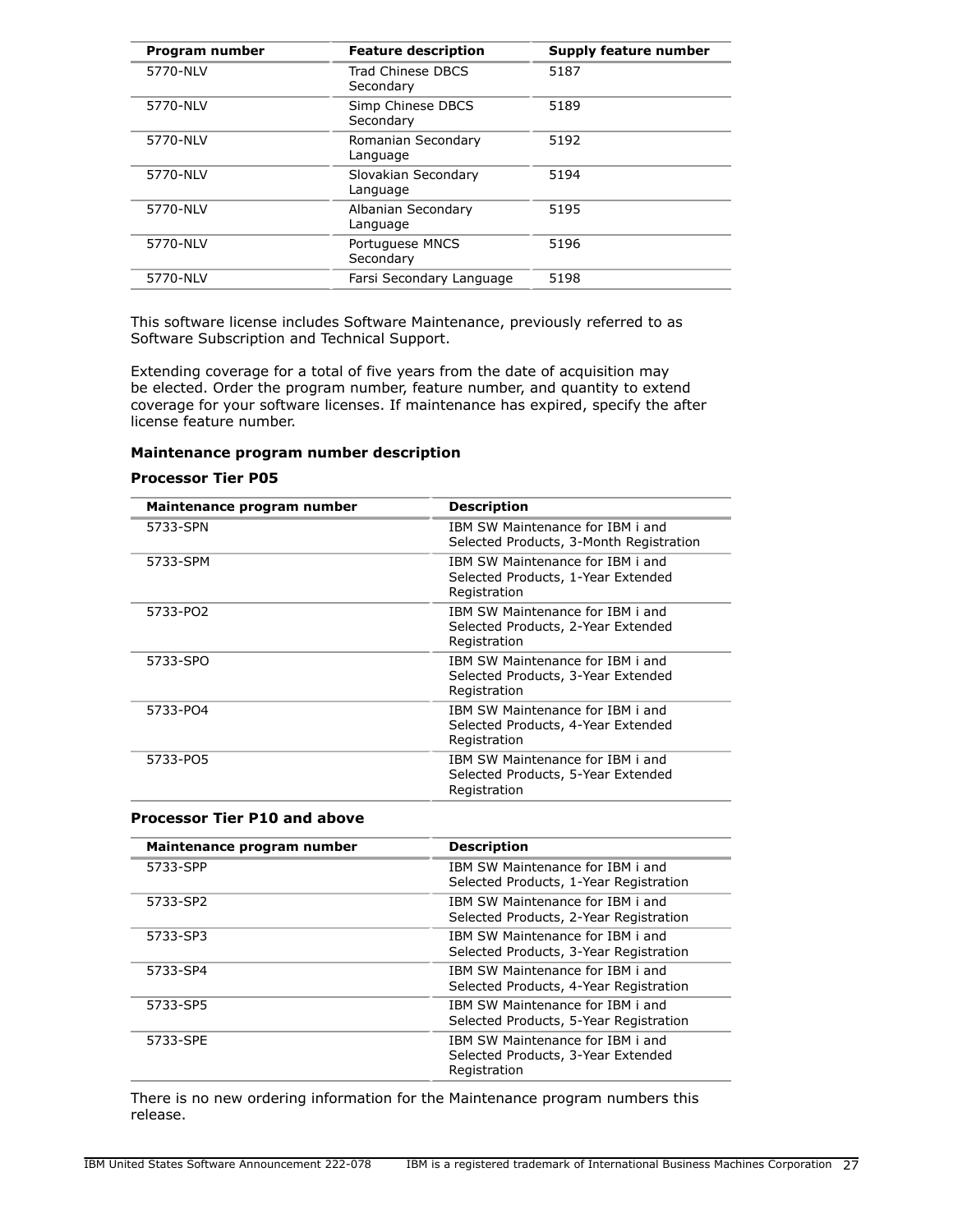| Program number | Feature description | Supply feature number |
|---|---|---|
| 5770-NLV | Trad Chinese DBCS Secondary | 5187 |
| 5770-NLV | Simp Chinese DBCS Secondary | 5189 |
| 5770-NLV | Romanian Secondary Language | 5192 |
| 5770-NLV | Slovakian Secondary Language | 5194 |
| 5770-NLV | Albanian Secondary Language | 5195 |
| 5770-NLV | Portuguese MNCS Secondary | 5196 |
| 5770-NLV | Farsi Secondary Language | 5198 |

This software license includes Software Maintenance, previously referred to as Software Subscription and Technical Support.

Extending coverage for a total of five years from the date of acquisition may be elected. Order the program number, feature number, and quantity to extend coverage for your software licenses. If maintenance has expired, specify the after license feature number.

**Maintenance program number description**

**Processor Tier P05**

| Maintenance program number | Description |
|---|---|
| 5733-SPN | IBM SW Maintenance for IBM i and Selected Products, 3-Month Registration |
| 5733-SPM | IBM SW Maintenance for IBM i and Selected Products, 1-Year Extended Registration |
| 5733-PO2 | IBM SW Maintenance for IBM i and Selected Products, 2-Year Extended Registration |
| 5733-SPO | IBM SW Maintenance for IBM i and Selected Products, 3-Year Extended Registration |
| 5733-PO4 | IBM SW Maintenance for IBM i and Selected Products, 4-Year Extended Registration |
| 5733-PO5 | IBM SW Maintenance for IBM i and Selected Products, 5-Year Extended Registration |

**Processor Tier P10 and above**

| Maintenance program number | Description |
|---|---|
| 5733-SPP | IBM SW Maintenance for IBM i and Selected Products, 1-Year Registration |
| 5733-SP2 | IBM SW Maintenance for IBM i and Selected Products, 2-Year Registration |
| 5733-SP3 | IBM SW Maintenance for IBM i and Selected Products, 3-Year Registration |
| 5733-SP4 | IBM SW Maintenance for IBM i and Selected Products, 4-Year Registration |
| 5733-SP5 | IBM SW Maintenance for IBM i and Selected Products, 5-Year Registration |
| 5733-SPE | IBM SW Maintenance for IBM i and Selected Products, 3-Year Extended Registration |

There is no new ordering information for the Maintenance program numbers this release.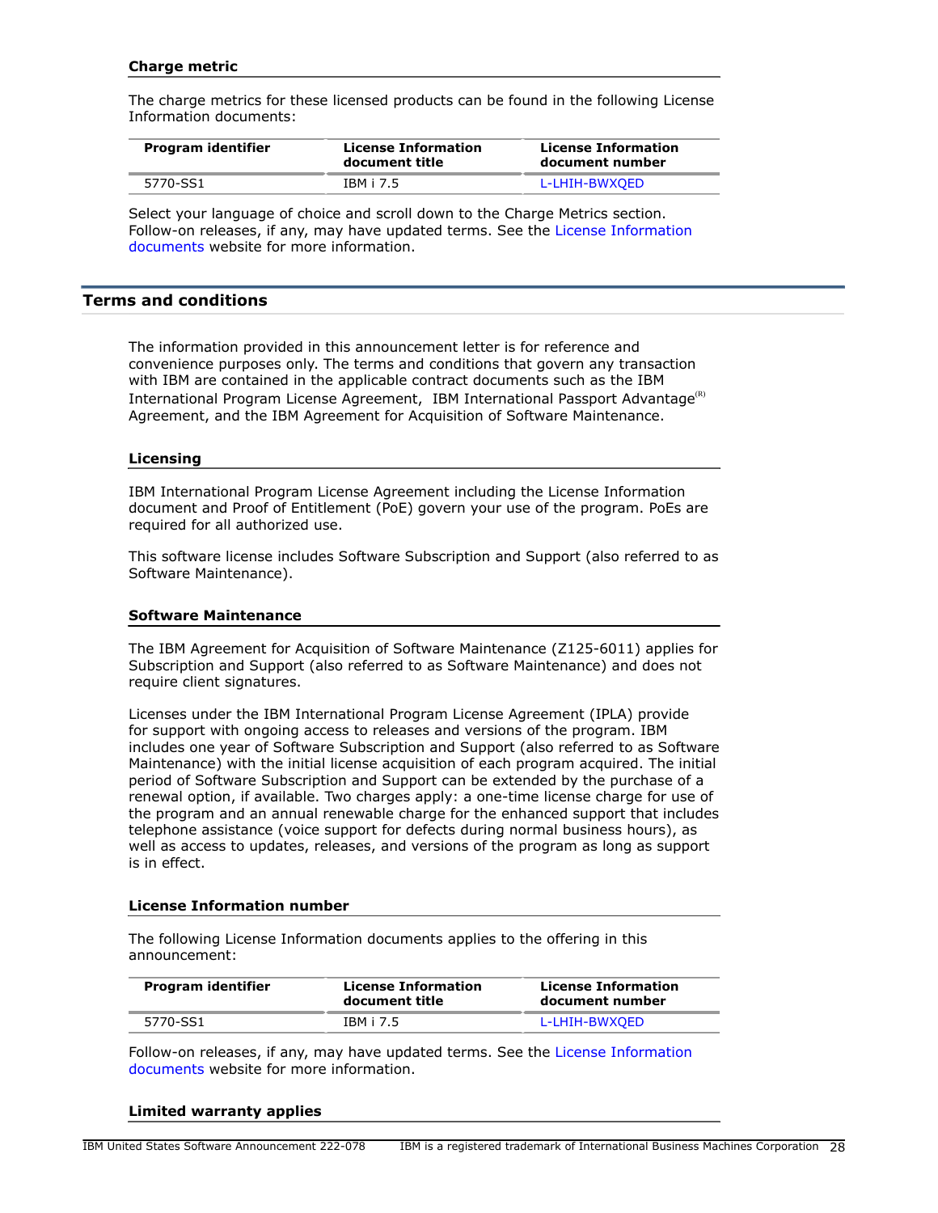### Charge metric

The charge metrics for these licensed products can be found in the following License Information documents:

| Program identifier | License Information document title | License Information document number |
|---|---|---|
| 5770-SS1 | IBM i 7.5 | L-LHIH-BWXQED |

Select your language of choice and scroll down to the Charge Metrics section. Follow-on releases, if any, may have updated terms. See the License Information documents website for more information.

## Terms and conditions

The information provided in this announcement letter is for reference and convenience purposes only. The terms and conditions that govern any transaction with IBM are contained in the applicable contract documents such as the IBM International Program License Agreement, IBM International Passport Advantage(R) Agreement, and the IBM Agreement for Acquisition of Software Maintenance.

### Licensing

IBM International Program License Agreement including the License Information document and Proof of Entitlement (PoE) govern your use of the program. PoEs are required for all authorized use.

This software license includes Software Subscription and Support (also referred to as Software Maintenance).

### Software Maintenance

The IBM Agreement for Acquisition of Software Maintenance (Z125-6011) applies for Subscription and Support (also referred to as Software Maintenance) and does not require client signatures.

Licenses under the IBM International Program License Agreement (IPLA) provide for support with ongoing access to releases and versions of the program. IBM includes one year of Software Subscription and Support (also referred to as Software Maintenance) with the initial license acquisition of each program acquired. The initial period of Software Subscription and Support can be extended by the purchase of a renewal option, if available. Two charges apply: a one-time license charge for use of the program and an annual renewable charge for the enhanced support that includes telephone assistance (voice support for defects during normal business hours), as well as access to updates, releases, and versions of the program as long as support is in effect.

### License Information number

The following License Information documents applies to the offering in this announcement:

| Program identifier | License Information document title | License Information document number |
|---|---|---|
| 5770-SS1 | IBM i 7.5 | L-LHIH-BWXQED |

Follow-on releases, if any, may have updated terms. See the License Information documents website for more information.

### Limited warranty applies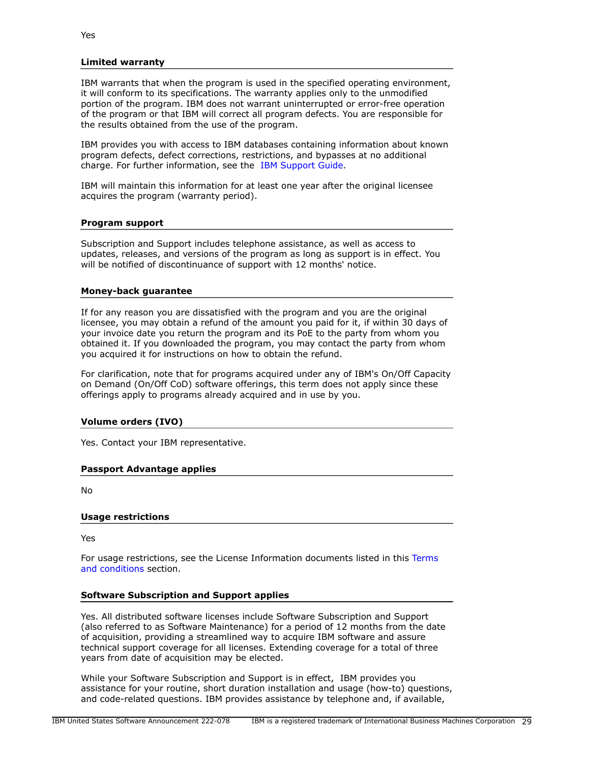Yes

### Limited warranty

IBM warrants that when the program is used in the specified operating environment, it will conform to its specifications. The warranty applies only to the unmodified portion of the program. IBM does not warrant uninterrupted or error-free operation of the program or that IBM will correct all program defects. You are responsible for the results obtained from the use of the program.

IBM provides you with access to IBM databases containing information about known program defects, defect corrections, restrictions, and bypasses at no additional charge. For further information, see the IBM Support Guide.

IBM will maintain this information for at least one year after the original licensee acquires the program (warranty period).

### Program support

Subscription and Support includes telephone assistance, as well as access to updates, releases, and versions of the program as long as support is in effect. You will be notified of discontinuance of support with 12 months' notice.

### Money-back guarantee

If for any reason you are dissatisfied with the program and you are the original licensee, you may obtain a refund of the amount you paid for it, if within 30 days of your invoice date you return the program and its PoE to the party from whom you obtained it. If you downloaded the program, you may contact the party from whom you acquired it for instructions on how to obtain the refund.

For clarification, note that for programs acquired under any of IBM's On/Off Capacity on Demand (On/Off CoD) software offerings, this term does not apply since these offerings apply to programs already acquired and in use by you.

### Volume orders (IVO)

Yes. Contact your IBM representative.

### Passport Advantage applies

No

### Usage restrictions

Yes

For usage restrictions, see the License Information documents listed in this Terms and conditions section.

### Software Subscription and Support applies

Yes. All distributed software licenses include Software Subscription and Support (also referred to as Software Maintenance) for a period of 12 months from the date of acquisition, providing a streamlined way to acquire IBM software and assure technical support coverage for all licenses. Extending coverage for a total of three years from date of acquisition may be elected.

While your Software Subscription and Support is in effect, IBM provides you assistance for your routine, short duration installation and usage (how-to) questions, and code-related questions. IBM provides assistance by telephone and, if available,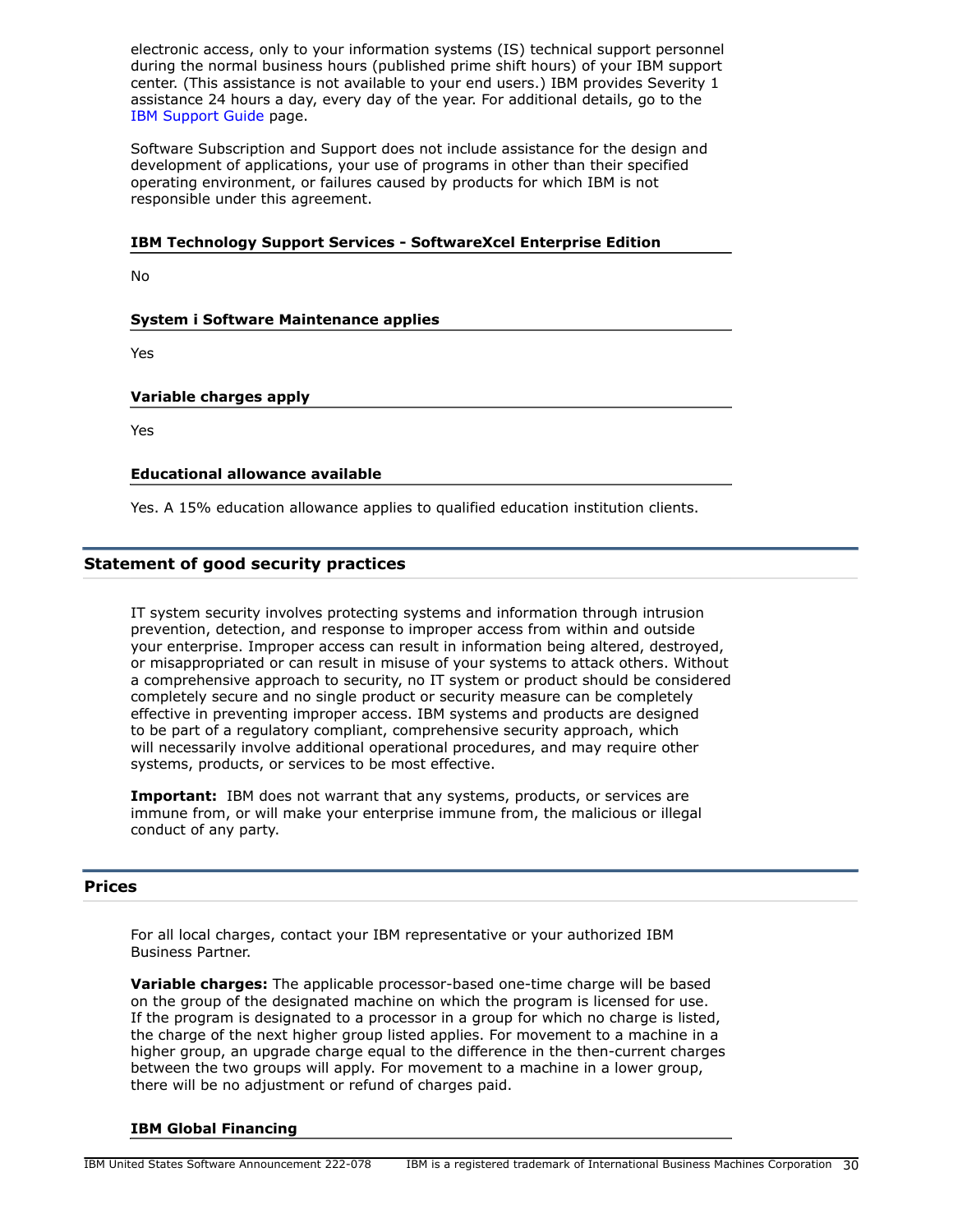electronic access, only to your information systems (IS) technical support personnel during the normal business hours (published prime shift hours) of your IBM support center. (This assistance is not available to your end users.) IBM provides Severity 1 assistance 24 hours a day, every day of the year. For additional details, go to the IBM Support Guide page.

Software Subscription and Support does not include assistance for the design and development of applications, your use of programs in other than their specified operating environment, or failures caused by products for which IBM is not responsible under this agreement.

### IBM Technology Support Services - SoftwareXcel Enterprise Edition

No

### System i Software Maintenance applies

Yes

### Variable charges apply

Yes

### Educational allowance available

Yes. A 15% education allowance applies to qualified education institution clients.

## Statement of good security practices

IT system security involves protecting systems and information through intrusion prevention, detection, and response to improper access from within and outside your enterprise. Improper access can result in information being altered, destroyed, or misappropriated or can result in misuse of your systems to attack others. Without a comprehensive approach to security, no IT system or product should be considered completely secure and no single product or security measure can be completely effective in preventing improper access. IBM systems and products are designed to be part of a regulatory compliant, comprehensive security approach, which will necessarily involve additional operational procedures, and may require other systems, products, or services to be most effective.

**Important:** IBM does not warrant that any systems, products, or services are immune from, or will make your enterprise immune from, the malicious or illegal conduct of any party.

## Prices

For all local charges, contact your IBM representative or your authorized IBM Business Partner.

**Variable charges:** The applicable processor-based one-time charge will be based on the group of the designated machine on which the program is licensed for use. If the program is designated to a processor in a group for which no charge is listed, the charge of the next higher group listed applies. For movement to a machine in a higher group, an upgrade charge equal to the difference in the then-current charges between the two groups will apply. For movement to a machine in a lower group, there will be no adjustment or refund of charges paid.

### IBM Global Financing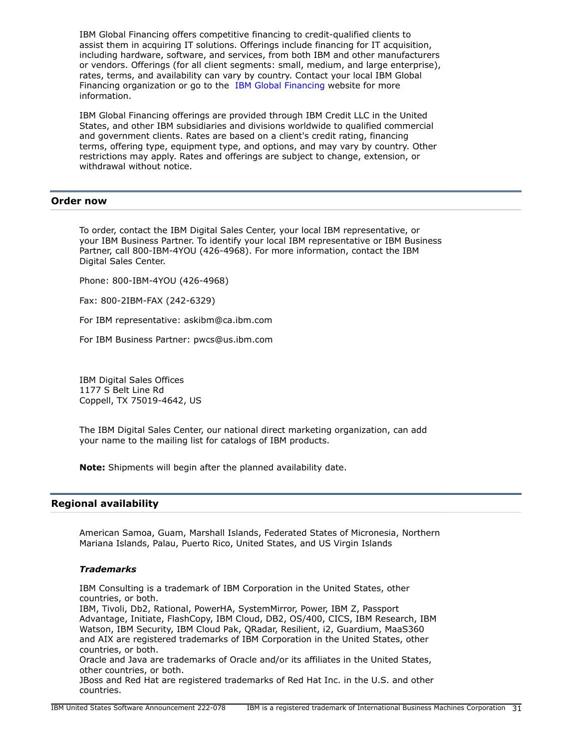IBM Global Financing offers competitive financing to credit-qualified clients to assist them in acquiring IT solutions. Offerings include financing for IT acquisition, including hardware, software, and services, from both IBM and other manufacturers or vendors. Offerings (for all client segments: small, medium, and large enterprise), rates, terms, and availability can vary by country. Contact your local IBM Global Financing organization or go to the IBM Global Financing website for more information.

IBM Global Financing offerings are provided through IBM Credit LLC in the United States, and other IBM subsidiaries and divisions worldwide to qualified commercial and government clients. Rates are based on a client's credit rating, financing terms, offering type, equipment type, and options, and may vary by country. Other restrictions may apply. Rates and offerings are subject to change, extension, or withdrawal without notice.

## Order now

To order, contact the IBM Digital Sales Center, your local IBM representative, or your IBM Business Partner. To identify your local IBM representative or IBM Business Partner, call 800-IBM-4YOU (426-4968). For more information, contact the IBM Digital Sales Center.

Phone: 800-IBM-4YOU (426-4968)

Fax: 800-2IBM-FAX (242-6329)

For IBM representative: askibm@ca.ibm.com

For IBM Business Partner: pwcs@us.ibm.com

IBM Digital Sales Offices
1177 S Belt Line Rd
Coppell, TX 75019-4642, US

The IBM Digital Sales Center, our national direct marketing organization, can add your name to the mailing list for catalogs of IBM products.

**Note:** Shipments will begin after the planned availability date.

## Regional availability

American Samoa, Guam, Marshall Islands, Federated States of Micronesia, Northern Mariana Islands, Palau, Puerto Rico, United States, and US Virgin Islands

### *Trademarks*

IBM Consulting is a trademark of IBM Corporation in the United States, other countries, or both.
IBM, Tivoli, Db2, Rational, PowerHA, SystemMirror, Power, IBM Z, Passport Advantage, Initiate, FlashCopy, IBM Cloud, DB2, OS/400, CICS, IBM Research, IBM Watson, IBM Security, IBM Cloud Pak, QRadar, Resilient, i2, Guardium, MaaS360 and AIX are registered trademarks of IBM Corporation in the United States, other countries, or both.
Oracle and Java are trademarks of Oracle and/or its affiliates in the United States, other countries, or both.
JBoss and Red Hat are registered trademarks of Red Hat Inc. in the U.S. and other countries.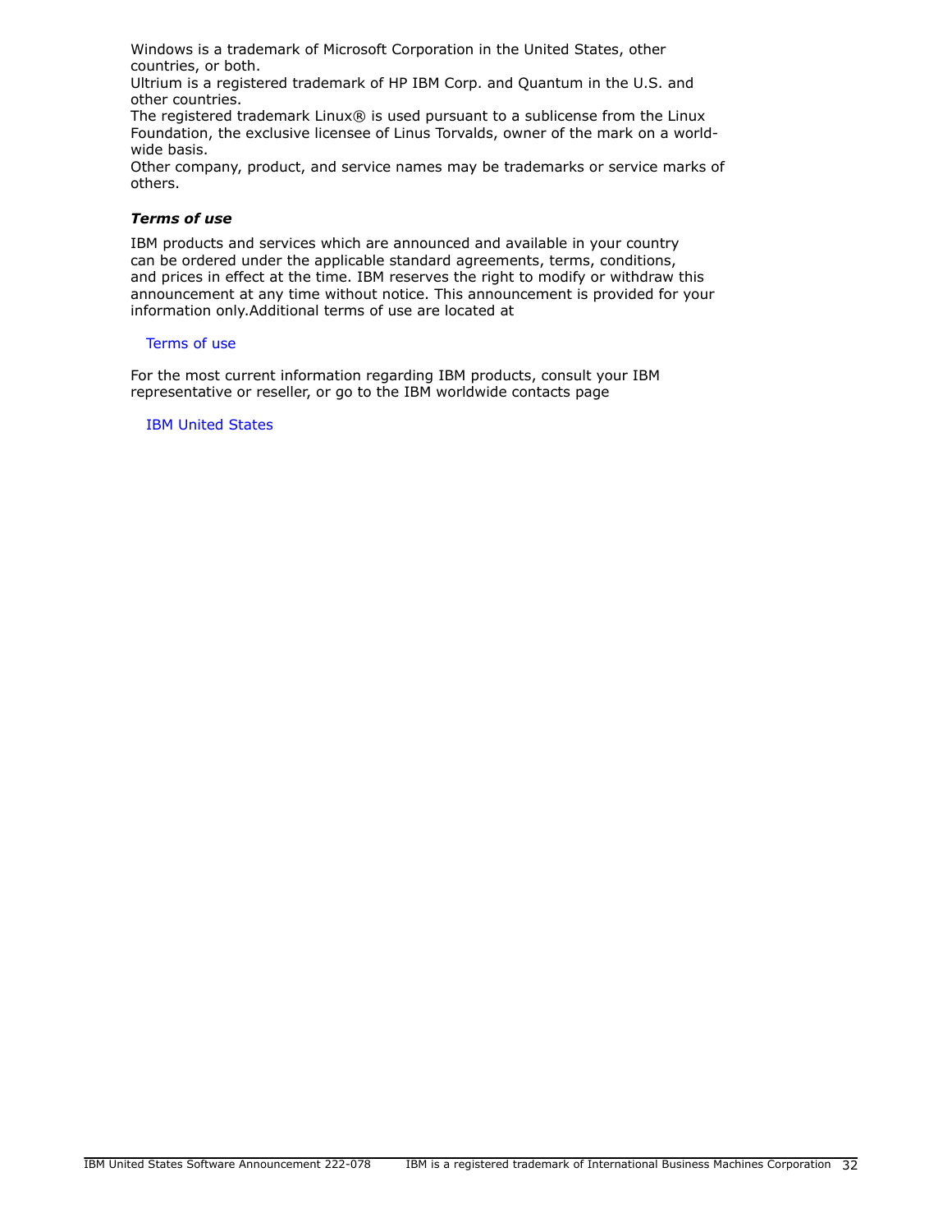Windows is a trademark of Microsoft Corporation in the United States, other countries, or both.
Ultrium is a registered trademark of HP IBM Corp. and Quantum in the U.S. and other countries.
The registered trademark Linux® is used pursuant to a sublicense from the Linux Foundation, the exclusive licensee of Linus Torvalds, owner of the mark on a world-wide basis.
Other company, product, and service names may be trademarks or service marks of others.

***Terms of use***

IBM products and services which are announced and available in your country can be ordered under the applicable standard agreements, terms, conditions, and prices in effect at the time. IBM reserves the right to modify or withdraw this announcement at any time without notice. This announcement is provided for your information only.Additional terms of use are located at

Terms of use

For the most current information regarding IBM products, consult your IBM representative or reseller, or go to the IBM worldwide contacts page

IBM United States